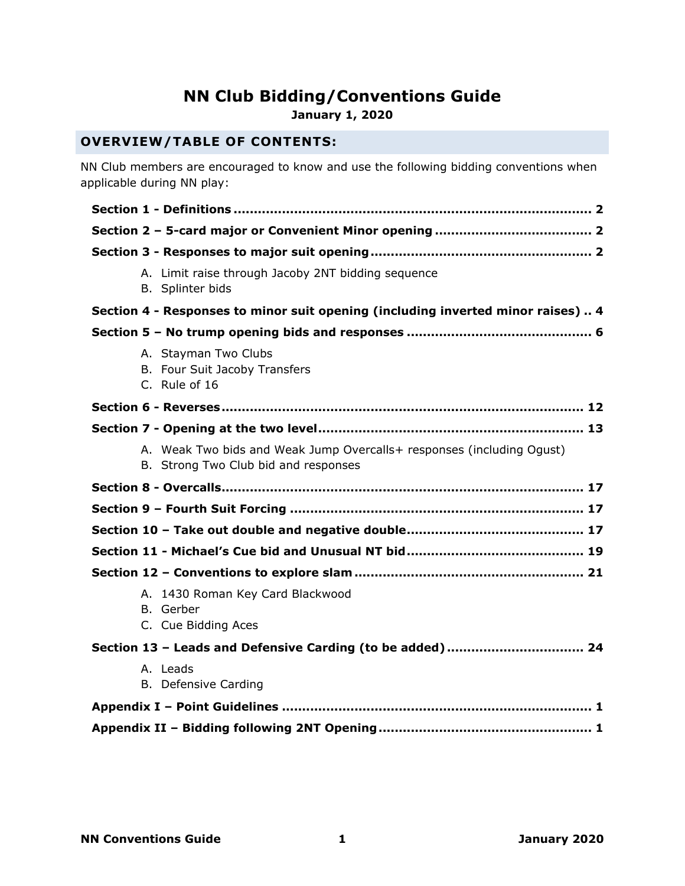# NN Club Bidding/Conventions Guide

**January 1, 2020**

## OVERVIEW/TABLE OF CONTENTS:

NN Club members are encouraged to know and use the following bidding conventions when applicable during NN play:

**Section 1 - Definitions ........................................................................................ 2**

**Section 2 – 5-card major or Convenient Minor opening ....................................... 2**

**Section 3 - Responses to major suit opening ...................................................... 2**

A. Limit raise through Jacoby 2NT bidding sequence
B. Splinter bids

**Section 4 - Responses to minor suit opening (including inverted minor raises) .. 4**

**Section 5 – No trump opening bids and responses ............................................. 6**

A. Stayman Two Clubs
B. Four Suit Jacoby Transfers
C. Rule of 16

**Section 6 - Reverses ......................................................................................... 12**

**Section 7 - Opening at the two level .................................................................. 13**

A. Weak Two bids and Weak Jump Overcalls+ responses (including Ogust)
B. Strong Two Club bid and responses

**Section 8 - Overcalls.......................................................................................... 17**

**Section 9 – Fourth Suit Forcing ......................................................................... 17**

**Section 10 – Take out double and negative double............................................ 17**

**Section 11 - Michael's Cue bid and Unusual NT bid ............................................ 19**

**Section 12 – Conventions to explore slam ......................................................... 21**

A. 1430 Roman Key Card Blackwood
B. Gerber
C. Cue Bidding Aces

**Section 13 – Leads and Defensive Carding (to be added) ................................. 24**

A. Leads
B. Defensive Carding

**Appendix I – Point Guidelines ............................................................................ 1**

**Appendix II – Bidding following 2NT Opening .................................................... 1**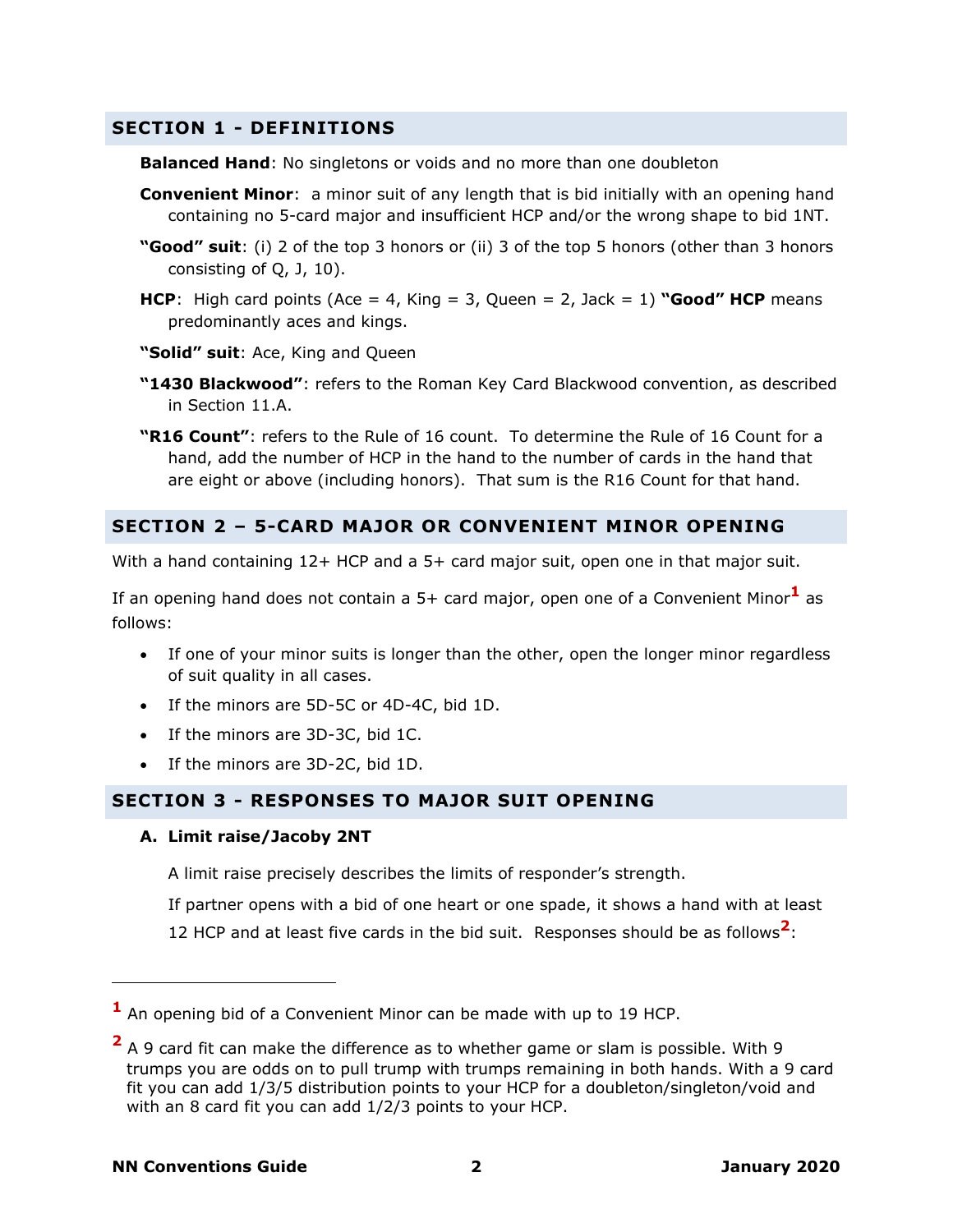## SECTION 1 - DEFINITIONS

**Balanced Hand**: No singletons or voids and no more than one doubleton

**Convenient Minor**: a minor suit of any length that is bid initially with an opening hand containing no 5-card major and insufficient HCP and/or the wrong shape to bid 1NT.

**"Good" suit**: (i) 2 of the top 3 honors or (ii) 3 of the top 5 honors (other than 3 honors consisting of Q, J, 10).

**HCP**: High card points (Ace = 4, King = 3, Queen = 2, Jack = 1) **"Good" HCP** means predominantly aces and kings.

**"Solid" suit**: Ace, King and Queen

**"1430 Blackwood"**: refers to the Roman Key Card Blackwood convention, as described in Section 11.A.

**"R16 Count"**: refers to the Rule of 16 count. To determine the Rule of 16 Count for a hand, add the number of HCP in the hand to the number of cards in the hand that are eight or above (including honors). That sum is the R16 Count for that hand.

## SECTION 2 – 5-CARD MAJOR OR CONVENIENT MINOR OPENING

With a hand containing 12+ HCP and a 5+ card major suit, open one in that major suit.

If an opening hand does not contain a 5+ card major, open one of a Convenient Minor[1] as follows:

- If one of your minor suits is longer than the other, open the longer minor regardless of suit quality in all cases.
- If the minors are 5D-5C or 4D-4C, bid 1D.
- If the minors are 3D-3C, bid 1C.
- If the minors are 3D-2C, bid 1D.

## SECTION 3 - RESPONSES TO MAJOR SUIT OPENING

### A. Limit raise/Jacoby 2NT

A limit raise precisely describes the limits of responder's strength.

If partner opens with a bid of one heart or one spade, it shows a hand with at least 12 HCP and at least five cards in the bid suit. Responses should be as follows[2]:

---

[1] An opening bid of a Convenient Minor can be made with up to 19 HCP.

[2] A 9 card fit can make the difference as to whether game or slam is possible. With 9 trumps you are odds on to pull trump with trumps remaining in both hands. With a 9 card fit you can add 1/3/5 distribution points to your HCP for a doubleton/singleton/void and with an 8 card fit you can add 1/2/3 points to your HCP.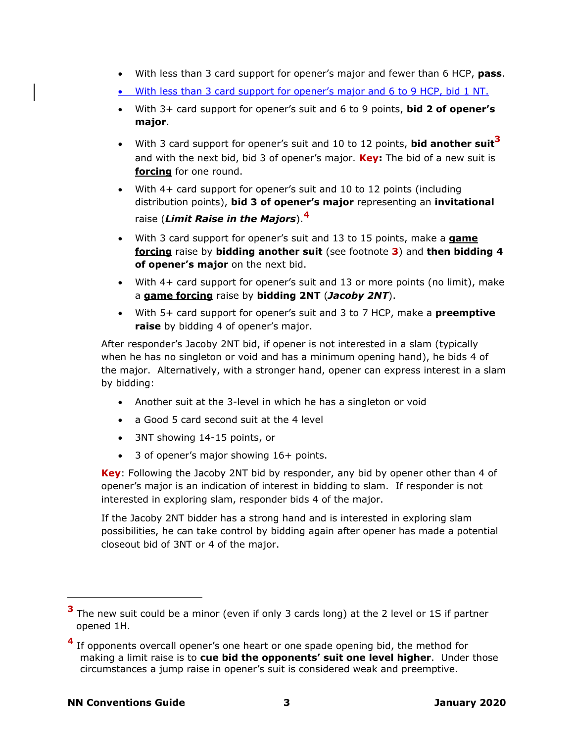- With less than 3 card support for opener's major and fewer than 6 HCP, **pass**.
- With less than 3 card support for opener's major and 6 to 9 HCP, bid 1 NT.
- With 3+ card support for opener's suit and 6 to 9 points, **bid 2 of opener's major**.
- With 3 card support for opener's suit and 10 to 12 points, **bid another suit**[3] and with the next bid, bid 3 of opener's major. **Key:** The bid of a new suit is **forcing** for one round.
- With 4+ card support for opener's suit and 10 to 12 points (including distribution points), **bid 3 of opener's major** representing an **invitational** raise (***Limit Raise in the Majors***).[4]
- With 3 card support for opener's suit and 13 to 15 points, make a **game forcing** raise by **bidding another suit** (see footnote **3**) and **then bidding 4 of opener's major** on the next bid.
- With 4+ card support for opener's suit and 13 or more points (no limit), make a **game forcing** raise by **bidding 2NT** (***Jacoby 2NT***).
- With 5+ card support for opener's suit and 3 to 7 HCP, make a **preemptive raise** by bidding 4 of opener's major.

After responder's Jacoby 2NT bid, if opener is not interested in a slam (typically when he has no singleton or void and has a minimum opening hand), he bids 4 of the major. Alternatively, with a stronger hand, opener can express interest in a slam by bidding:

- Another suit at the 3-level in which he has a singleton or void
- a Good 5 card second suit at the 4 level
- 3NT showing 14-15 points, or
- 3 of opener's major showing 16+ points.

**Key**: Following the Jacoby 2NT bid by responder, any bid by opener other than 4 of opener's major is an indication of interest in bidding to slam. If responder is not interested in exploring slam, responder bids 4 of the major.

If the Jacoby 2NT bidder has a strong hand and is interested in exploring slam possibilities, he can take control by bidding again after opener has made a potential closeout bid of 3NT or 4 of the major.

---

[3] The new suit could be a minor (even if only 3 cards long) at the 2 level or 1S if partner opened 1H.

[4] If opponents overcall opener's one heart or one spade opening bid, the method for making a limit raise is to **cue bid the opponents' suit one level higher**. Under those circumstances a jump raise in opener's suit is considered weak and preemptive.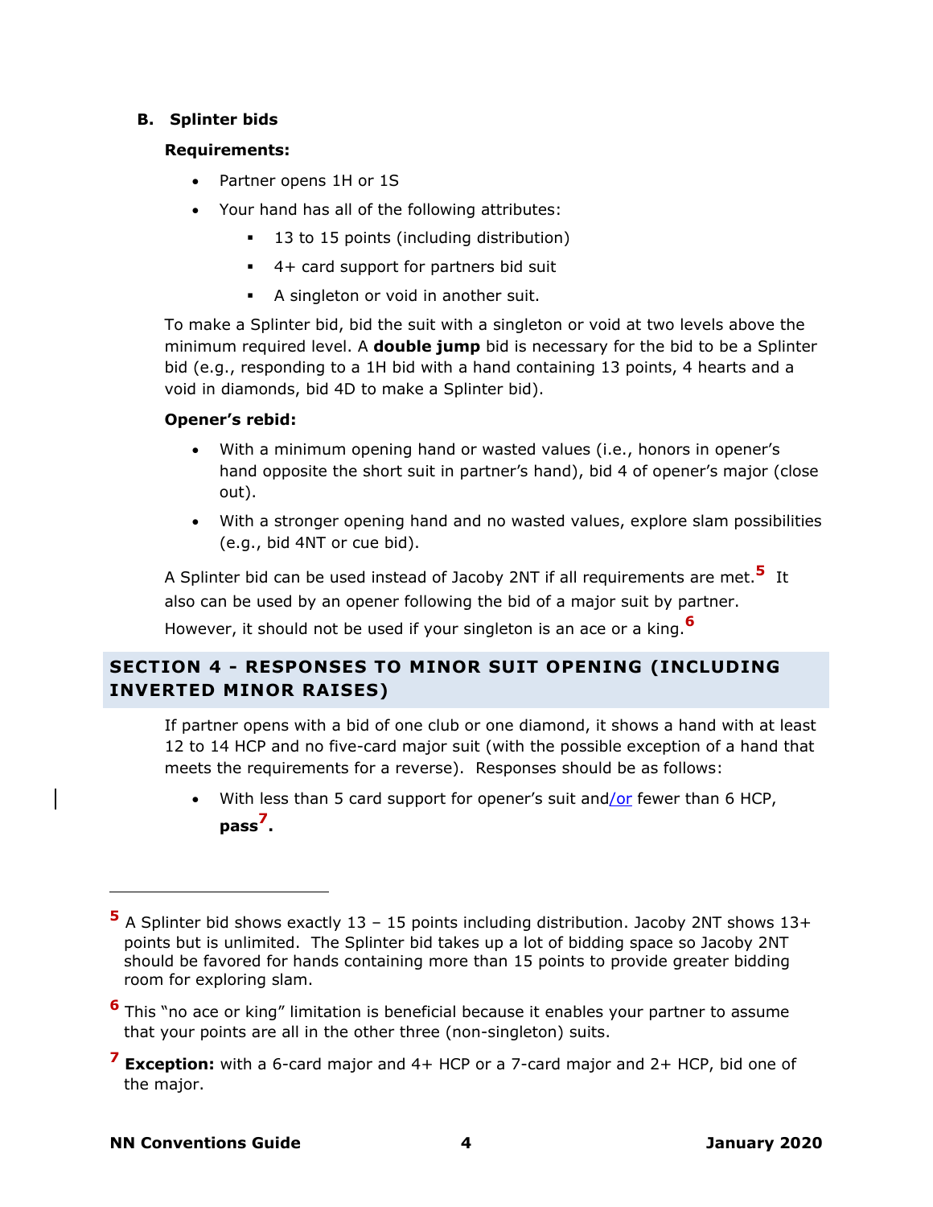### B. Splinter bids

**Requirements:**

- Partner opens 1H or 1S
- Your hand has all of the following attributes:
  - 13 to 15 points (including distribution)
  - 4+ card support for partners bid suit
  - A singleton or void in another suit.

To make a Splinter bid, bid the suit with a singleton or void at two levels above the minimum required level. A **double jump** bid is necessary for the bid to be a Splinter bid (e.g., responding to a 1H bid with a hand containing 13 points, 4 hearts and a void in diamonds, bid 4D to make a Splinter bid).

**Opener's rebid:**

- With a minimum opening hand or wasted values (i.e., honors in opener's hand opposite the short suit in partner's hand), bid 4 of opener's major (close out).
- With a stronger opening hand and no wasted values, explore slam possibilities (e.g., bid 4NT or cue bid).

A Splinter bid can be used instead of Jacoby 2NT if all requirements are met.[5] It also can be used by an opener following the bid of a major suit by partner. However, it should not be used if your singleton is an ace or a king.[6]

## SECTION 4 - RESPONSES TO MINOR SUIT OPENING (INCLUDING INVERTED MINOR RAISES)

If partner opens with a bid of one club or one diamond, it shows a hand with at least 12 to 14 HCP and no five-card major suit (with the possible exception of a hand that meets the requirements for a reverse). Responses should be as follows:

- With less than 5 card support for opener's suit and/or fewer than 6 HCP, **pass**[7].

---

[5] A Splinter bid shows exactly 13 – 15 points including distribution. Jacoby 2NT shows 13+ points but is unlimited. The Splinter bid takes up a lot of bidding space so Jacoby 2NT should be favored for hands containing more than 15 points to provide greater bidding room for exploring slam.

[6] This "no ace or king" limitation is beneficial because it enables your partner to assume that your points are all in the other three (non-singleton) suits.

[7] **Exception:** with a 6-card major and 4+ HCP or a 7-card major and 2+ HCP, bid one of the major.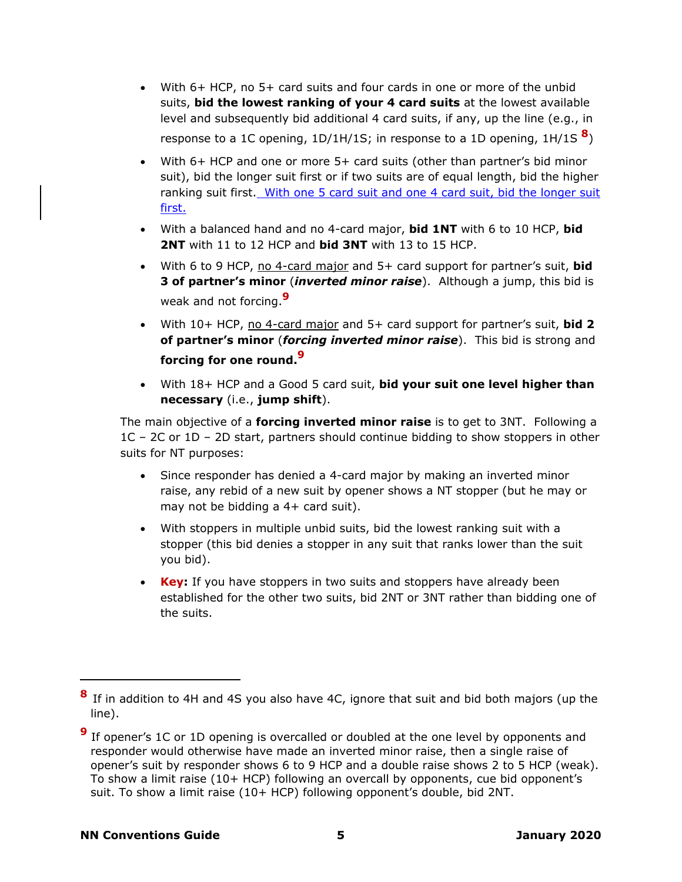- With 6+ HCP, no 5+ card suits and four cards in one or more of the unbid suits, **bid the lowest ranking of your 4 card suits** at the lowest available level and subsequently bid additional 4 card suits, if any, up the line (e.g., in response to a 1C opening, 1D/1H/1S; in response to a 1D opening, 1H/1S [8])
- With 6+ HCP and one or more 5+ card suits (other than partner's bid minor suit), bid the longer suit first or if two suits are of equal length, bid the higher ranking suit first. With one 5 card suit and one 4 card suit, bid the longer suit first.
- With a balanced hand and no 4-card major, **bid 1NT** with 6 to 10 HCP, **bid 2NT** with 11 to 12 HCP and **bid 3NT** with 13 to 15 HCP.
- With 6 to 9 HCP, no 4-card major and 5+ card support for partner's suit, **bid 3 of partner's minor** (***inverted minor raise***). Although a jump, this bid is weak and not forcing.[9]
- With 10+ HCP, no 4-card major and 5+ card support for partner's suit, **bid 2 of partner's minor** (***forcing inverted minor raise***). This bid is strong and **forcing for one round.**[9]
- With 18+ HCP and a Good 5 card suit, **bid your suit one level higher than necessary** (i.e., **jump shift**).

The main objective of a **forcing inverted minor raise** is to get to 3NT. Following a 1C – 2C or 1D – 2D start, partners should continue bidding to show stoppers in other suits for NT purposes:

- Since responder has denied a 4-card major by making an inverted minor raise, any rebid of a new suit by opener shows a NT stopper (but he may or may not be bidding a 4+ card suit).
- With stoppers in multiple unbid suits, bid the lowest ranking suit with a stopper (this bid denies a stopper in any suit that ranks lower than the suit you bid).
- **Key:** If you have stoppers in two suits and stoppers have already been established for the other two suits, bid 2NT or 3NT rather than bidding one of the suits.

---

[8] If in addition to 4H and 4S you also have 4C, ignore that suit and bid both majors (up the line).

[9] If opener's 1C or 1D opening is overcalled or doubled at the one level by opponents and responder would otherwise have made an inverted minor raise, then a single raise of opener's suit by responder shows 6 to 9 HCP and a double raise shows 2 to 5 HCP (weak). To show a limit raise (10+ HCP) following an overcall by opponents, cue bid opponent's suit. To show a limit raise (10+ HCP) following opponent's double, bid 2NT.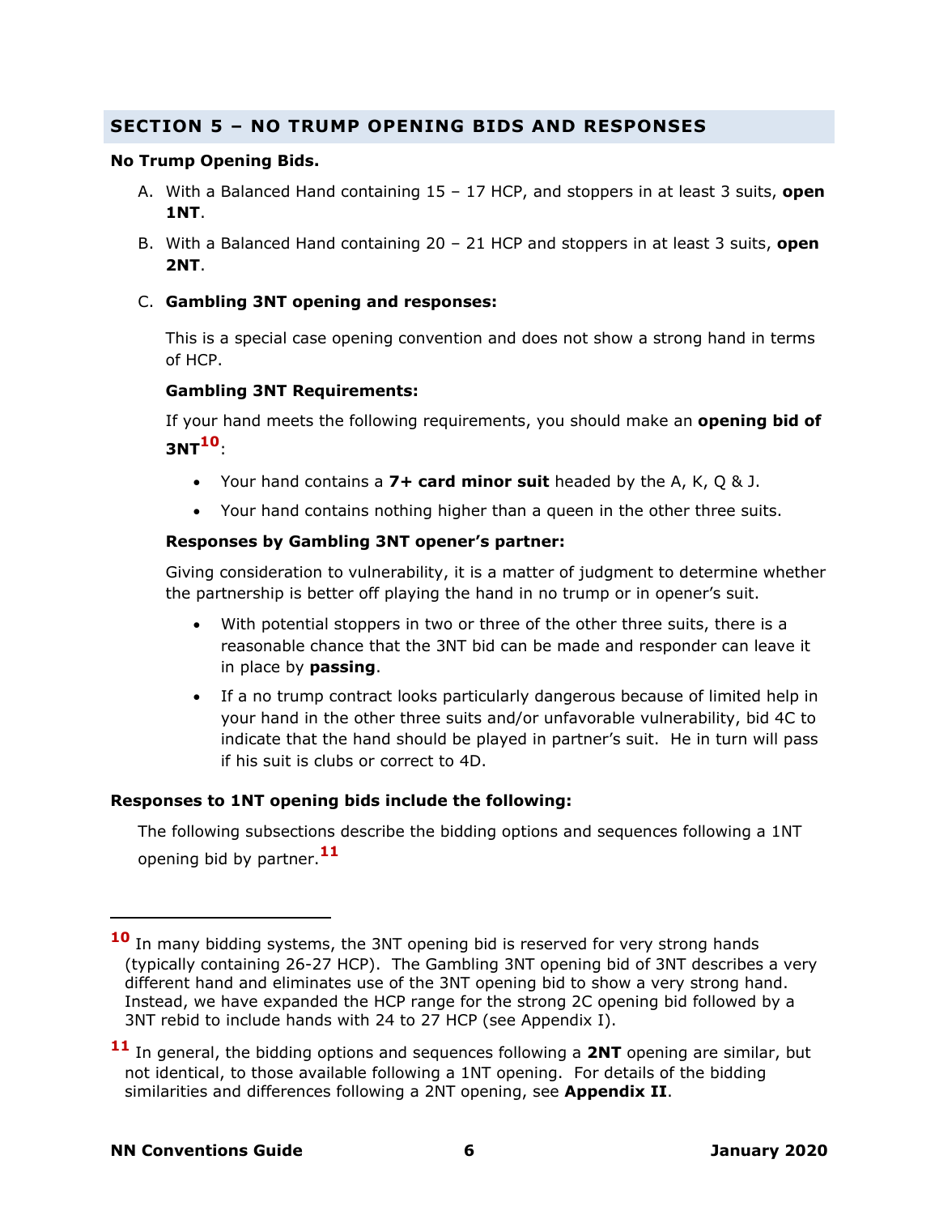## SECTION 5 – NO TRUMP OPENING BIDS AND RESPONSES

**No Trump Opening Bids.**

A. With a Balanced Hand containing 15 – 17 HCP, and stoppers in at least 3 suits, **open 1NT**.

B. With a Balanced Hand containing 20 – 21 HCP and stoppers in at least 3 suits, **open 2NT**.

C. **Gambling 3NT opening and responses:**

This is a special case opening convention and does not show a strong hand in terms of HCP.

**Gambling 3NT Requirements:**

If your hand meets the following requirements, you should make an **opening bid of 3NT**[10]:

- Your hand contains a **7+ card minor suit** headed by the A, K, Q & J.
- Your hand contains nothing higher than a queen in the other three suits.

**Responses by Gambling 3NT opener's partner:**

Giving consideration to vulnerability, it is a matter of judgment to determine whether the partnership is better off playing the hand in no trump or in opener's suit.

- With potential stoppers in two or three of the other three suits, there is a reasonable chance that the 3NT bid can be made and responder can leave it in place by **passing**.
- If a no trump contract looks particularly dangerous because of limited help in your hand in the other three suits and/or unfavorable vulnerability, bid 4C to indicate that the hand should be played in partner's suit. He in turn will pass if his suit is clubs or correct to 4D.

**Responses to 1NT opening bids include the following:**

The following subsections describe the bidding options and sequences following a 1NT opening bid by partner.[11]

---

[10] In many bidding systems, the 3NT opening bid is reserved for very strong hands (typically containing 26-27 HCP). The Gambling 3NT opening bid of 3NT describes a very different hand and eliminates use of the 3NT opening bid to show a very strong hand. Instead, we have expanded the HCP range for the strong 2C opening bid followed by a 3NT rebid to include hands with 24 to 27 HCP (see Appendix I).

[11] In general, the bidding options and sequences following a **2NT** opening are similar, but not identical, to those available following a 1NT opening. For details of the bidding similarities and differences following a 2NT opening, see **Appendix II**.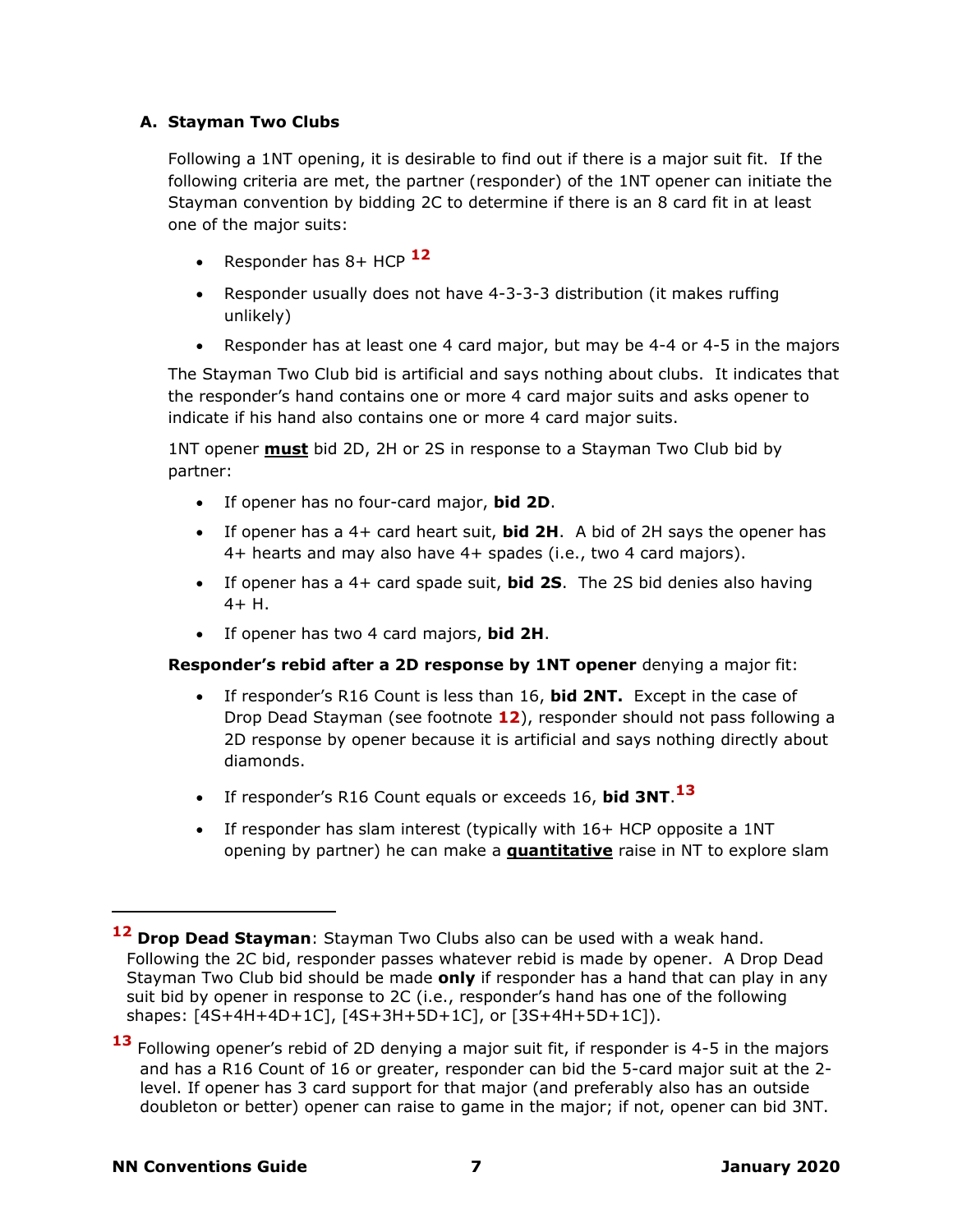### A. Stayman Two Clubs

Following a 1NT opening, it is desirable to find out if there is a major suit fit. If the following criteria are met, the partner (responder) of the 1NT opener can initiate the Stayman convention by bidding 2C to determine if there is an 8 card fit in at least one of the major suits:

- Responder has 8+ HCP [12]
- Responder usually does not have 4-3-3-3 distribution (it makes ruffing unlikely)
- Responder has at least one 4 card major, but may be 4-4 or 4-5 in the majors

The Stayman Two Club bid is artificial and says nothing about clubs. It indicates that the responder's hand contains one or more 4 card major suits and asks opener to indicate if his hand also contains one or more 4 card major suits.

1NT opener **must** bid 2D, 2H or 2S in response to a Stayman Two Club bid by partner:

- If opener has no four-card major, **bid 2D**.
- If opener has a 4+ card heart suit, **bid 2H**. A bid of 2H says the opener has 4+ hearts and may also have 4+ spades (i.e., two 4 card majors).
- If opener has a 4+ card spade suit, **bid 2S**. The 2S bid denies also having 4+ H.
- If opener has two 4 card majors, **bid 2H**.

**Responder's rebid after a 2D response by 1NT opener** denying a major fit:

- If responder's R16 Count is less than 16, **bid 2NT.** Except in the case of Drop Dead Stayman (see footnote **12**), responder should not pass following a 2D response by opener because it is artificial and says nothing directly about diamonds.
- If responder's R16 Count equals or exceeds 16, **bid 3NT**.[13]
- If responder has slam interest (typically with 16+ HCP opposite a 1NT opening by partner) he can make a **quantitative** raise in NT to explore slam

---

[12] **Drop Dead Stayman**: Stayman Two Clubs also can be used with a weak hand. Following the 2C bid, responder passes whatever rebid is made by opener. A Drop Dead Stayman Two Club bid should be made **only** if responder has a hand that can play in any suit bid by opener in response to 2C (i.e., responder's hand has one of the following shapes: [4S+4H+4D+1C], [4S+3H+5D+1C], or [3S+4H+5D+1C]).

[13] Following opener's rebid of 2D denying a major suit fit, if responder is 4-5 in the majors and has a R16 Count of 16 or greater, responder can bid the 5-card major suit at the 2-level. If opener has 3 card support for that major (and preferably also has an outside doubleton or better) opener can raise to game in the major; if not, opener can bid 3NT.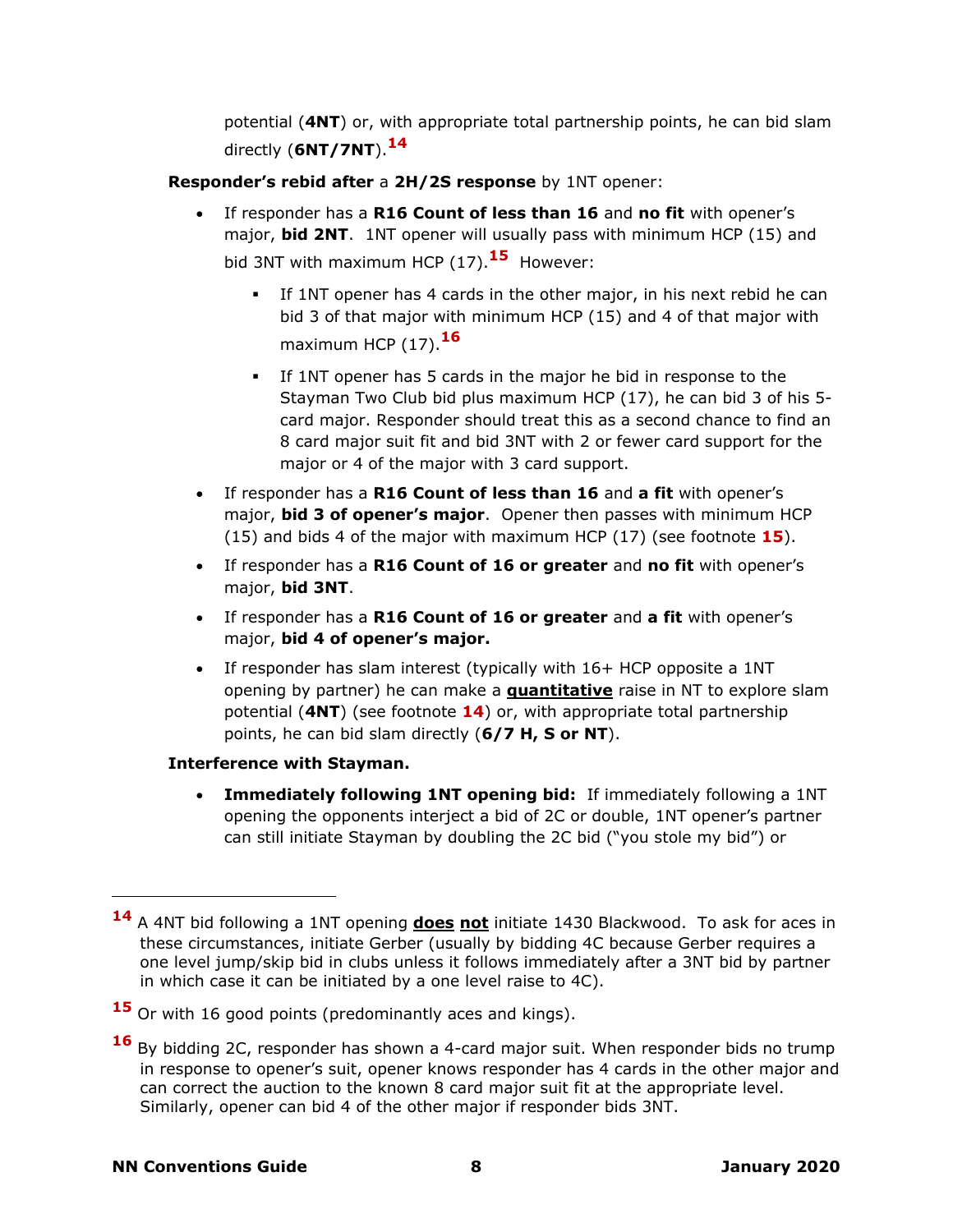potential (**4NT**) or, with appropriate total partnership points, he can bid slam directly (**6NT/7NT**).[14]

**Responder's rebid after** a **2H/2S response** by 1NT opener:

- If responder has a **R16 Count of less than 16** and **no fit** with opener's major, **bid 2NT**. 1NT opener will usually pass with minimum HCP (15) and bid 3NT with maximum HCP (17).[15] However:
  - If 1NT opener has 4 cards in the other major, in his next rebid he can bid 3 of that major with minimum HCP (15) and 4 of that major with maximum HCP (17).[16]
  - If 1NT opener has 5 cards in the major he bid in response to the Stayman Two Club bid plus maximum HCP (17), he can bid 3 of his 5-card major. Responder should treat this as a second chance to find an 8 card major suit fit and bid 3NT with 2 or fewer card support for the major or 4 of the major with 3 card support.
- If responder has a **R16 Count of less than 16** and **a fit** with opener's major, **bid 3 of opener's major**. Opener then passes with minimum HCP (15) and bids 4 of the major with maximum HCP (17) (see footnote **15**).
- If responder has a **R16 Count of 16 or greater** and **no fit** with opener's major, **bid 3NT**.
- If responder has a **R16 Count of 16 or greater** and **a fit** with opener's major, **bid 4 of opener's major.**
- If responder has slam interest (typically with 16+ HCP opposite a 1NT opening by partner) he can make a **quantitative** raise in NT to explore slam potential (**4NT**) (see footnote **14**) or, with appropriate total partnership points, he can bid slam directly (**6/7 H, S or NT**).

**Interference with Stayman.**

- **Immediately following 1NT opening bid:** If immediately following a 1NT opening the opponents interject a bid of 2C or double, 1NT opener's partner can still initiate Stayman by doubling the 2C bid ("you stole my bid") or

---

[14] A 4NT bid following a 1NT opening **does not** initiate 1430 Blackwood. To ask for aces in these circumstances, initiate Gerber (usually by bidding 4C because Gerber requires a one level jump/skip bid in clubs unless it follows immediately after a 3NT bid by partner in which case it can be initiated by a one level raise to 4C).

[15] Or with 16 good points (predominantly aces and kings).

[16] By bidding 2C, responder has shown a 4-card major suit. When responder bids no trump in response to opener's suit, opener knows responder has 4 cards in the other major and can correct the auction to the known 8 card major suit fit at the appropriate level. Similarly, opener can bid 4 of the other major if responder bids 3NT.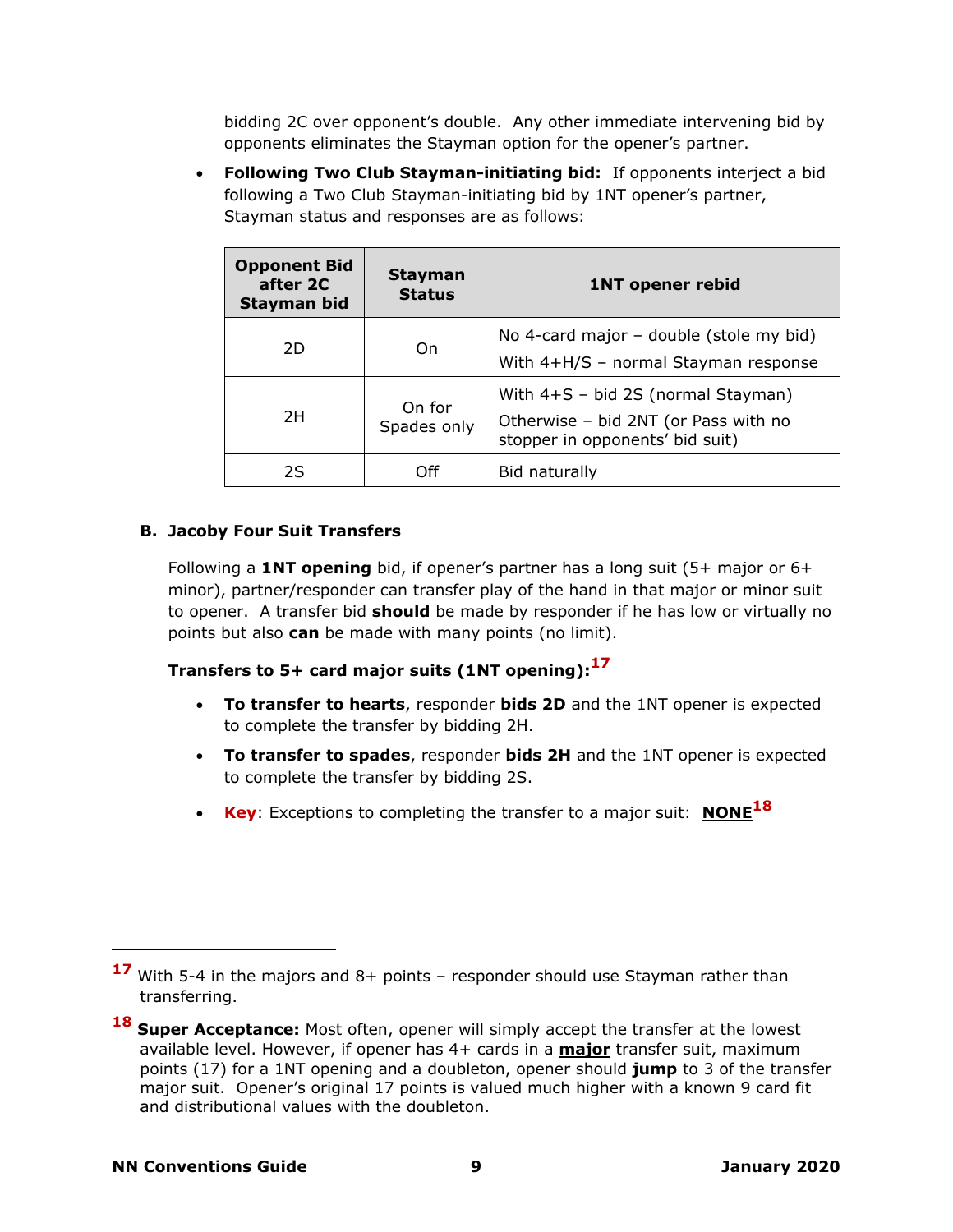bidding 2C over opponent's double. Any other immediate intervening bid by opponents eliminates the Stayman option for the opener's partner.

- **Following Two Club Stayman-initiating bid:** If opponents interject a bid following a Two Club Stayman-initiating bid by 1NT opener's partner, Stayman status and responses are as follows:

| Opponent Bid after 2C Stayman bid | Stayman Status | 1NT opener rebid |
|---|---|---|
| 2D | On | No 4-card major – double (stole my bid)<br>With 4+H/S – normal Stayman response |
| 2H | On for Spades only | With 4+S – bid 2S (normal Stayman)<br>Otherwise – bid 2NT (or Pass with no stopper in opponents' bid suit) |
| 2S | Off | Bid naturally |

### B. Jacoby Four Suit Transfers

Following a **1NT opening** bid, if opener's partner has a long suit (5+ major or 6+ minor), partner/responder can transfer play of the hand in that major or minor suit to opener. A transfer bid **should** be made by responder if he has low or virtually no points but also **can** be made with many points (no limit).

**Transfers to 5+ card major suits (1NT opening):**[17]

- **To transfer to hearts**, responder **bids 2D** and the 1NT opener is expected to complete the transfer by bidding 2H.
- **To transfer to spades**, responder **bids 2H** and the 1NT opener is expected to complete the transfer by bidding 2S.
- **Key**: Exceptions to completing the transfer to a major suit: **NONE**[18]

---

[17] With 5-4 in the majors and 8+ points – responder should use Stayman rather than transferring.

[18] **Super Acceptance:** Most often, opener will simply accept the transfer at the lowest available level. However, if opener has 4+ cards in a **major** transfer suit, maximum points (17) for a 1NT opening and a doubleton, opener should **jump** to 3 of the transfer major suit. Opener's original 17 points is valued much higher with a known 9 card fit and distributional values with the doubleton.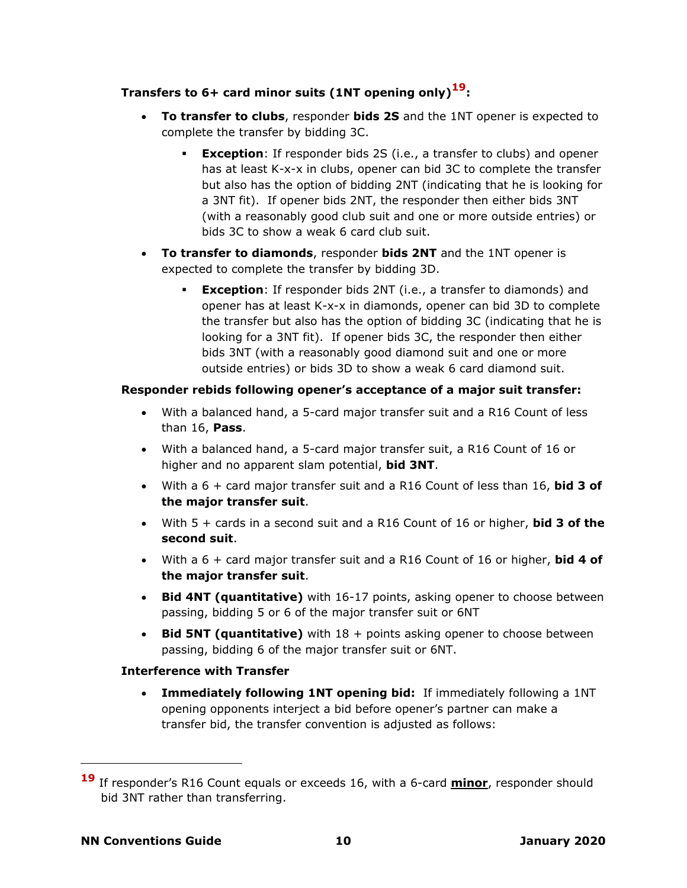**Transfers to 6+ card minor suits (1NT opening only)[19]:**

- **To transfer to clubs**, responder **bids 2S** and the 1NT opener is expected to complete the transfer by bidding 3C.
  - **Exception**: If responder bids 2S (i.e., a transfer to clubs) and opener has at least K-x-x in clubs, opener can bid 3C to complete the transfer but also has the option of bidding 2NT (indicating that he is looking for a 3NT fit). If opener bids 2NT, the responder then either bids 3NT (with a reasonably good club suit and one or more outside entries) or bids 3C to show a weak 6 card club suit.
- **To transfer to diamonds**, responder **bids 2NT** and the 1NT opener is expected to complete the transfer by bidding 3D.
  - **Exception**: If responder bids 2NT (i.e., a transfer to diamonds) and opener has at least K-x-x in diamonds, opener can bid 3D to complete the transfer but also has the option of bidding 3C (indicating that he is looking for a 3NT fit). If opener bids 3C, the responder then either bids 3NT (with a reasonably good diamond suit and one or more outside entries) or bids 3D to show a weak 6 card diamond suit.

**Responder rebids following opener's acceptance of a major suit transfer:**

- With a balanced hand, a 5-card major transfer suit and a R16 Count of less than 16, **Pass**.
- With a balanced hand, a 5-card major transfer suit, a R16 Count of 16 or higher and no apparent slam potential, **bid 3NT**.
- With a 6 + card major transfer suit and a R16 Count of less than 16, **bid 3 of the major transfer suit**.
- With 5 + cards in a second suit and a R16 Count of 16 or higher, **bid 3 of the second suit**.
- With a 6 + card major transfer suit and a R16 Count of 16 or higher, **bid 4 of the major transfer suit**.
- **Bid 4NT (quantitative)** with 16-17 points, asking opener to choose between passing, bidding 5 or 6 of the major transfer suit or 6NT
- **Bid 5NT (quantitative)** with 18 + points asking opener to choose between passing, bidding 6 of the major transfer suit or 6NT.

**Interference with Transfer**

- **Immediately following 1NT opening bid:** If immediately following a 1NT opening opponents interject a bid before opener's partner can make a transfer bid, the transfer convention is adjusted as follows:

---

[19] If responder's R16 Count equals or exceeds 16, with a 6-card **minor**, responder should bid 3NT rather than transferring.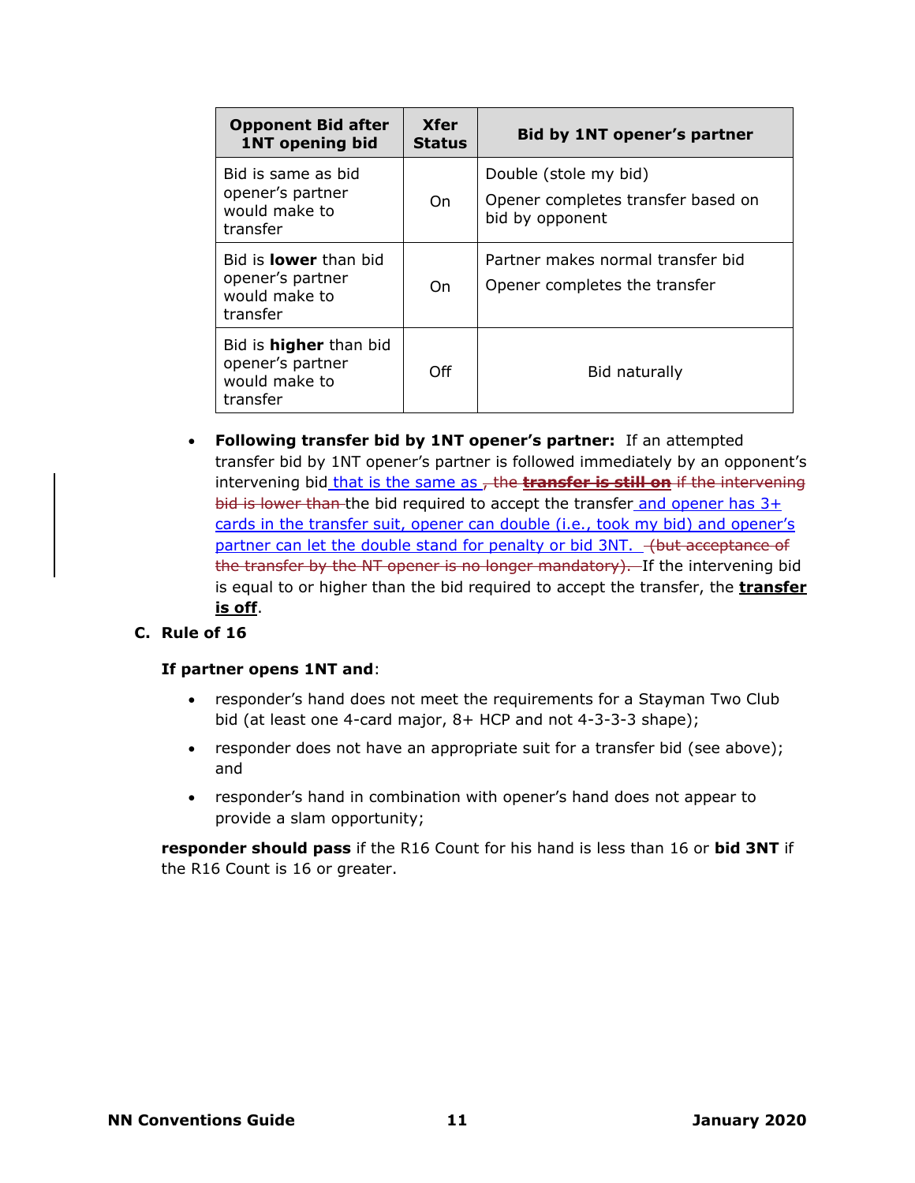| Opponent Bid after 1NT opening bid | Xfer Status | Bid by 1NT opener's partner |
|---|---|---|
| Bid is same as bid opener's partner would make to transfer | On | Double (stole my bid)<br>Opener completes transfer based on bid by opponent |
| Bid is **lower** than bid opener's partner would make to transfer | On | Partner makes normal transfer bid<br>Opener completes the transfer |
| Bid is **higher** than bid opener's partner would make to transfer | Off | Bid naturally |

- **Following transfer bid by 1NT opener's partner:** If an attempted transfer bid by 1NT opener's partner is followed immediately by an opponent's intervening bid that is the same as ~~, the **transfer is still on** if the intervening bid is lower than~~ the bid required to accept the transfer and opener has 3+ cards in the transfer suit, opener can double (i.e., took my bid) and opener's partner can let the double stand for penalty or bid 3NT. ~~(but acceptance of the transfer by the NT opener is no longer mandatory).~~ If the intervening bid is equal to or higher than the bid required to accept the transfer, the **transfer is off**.

## C. Rule of 16

**If partner opens 1NT and**:

- responder's hand does not meet the requirements for a Stayman Two Club bid (at least one 4-card major, 8+ HCP and not 4-3-3-3 shape);
- responder does not have an appropriate suit for a transfer bid (see above); and
- responder's hand in combination with opener's hand does not appear to provide a slam opportunity;

**responder should pass** if the R16 Count for his hand is less than 16 or **bid 3NT** if the R16 Count is 16 or greater.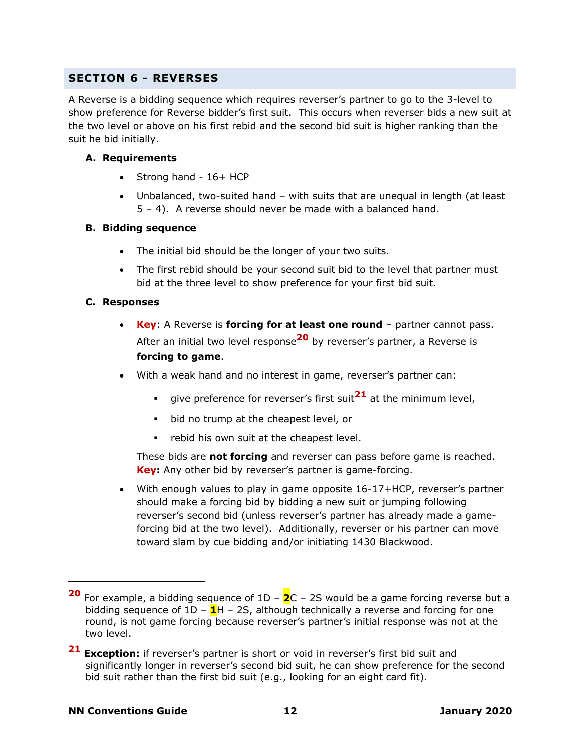## SECTION 6 - REVERSES

A Reverse is a bidding sequence which requires reverser's partner to go to the 3-level to show preference for Reverse bidder's first suit. This occurs when reverser bids a new suit at the two level or above on his first rebid and the second bid suit is higher ranking than the suit he bid initially.

### A. Requirements

- Strong hand - 16+ HCP
- Unbalanced, two-suited hand – with suits that are unequal in length (at least 5 – 4). A reverse should never be made with a balanced hand.

### B. Bidding sequence

- The initial bid should be the longer of your two suits.
- The first rebid should be your second suit bid to the level that partner must bid at the three level to show preference for your first bid suit.

### C. Responses

- **Key**: A Reverse is **forcing for at least one round** – partner cannot pass. After an initial two level response[20] by reverser's partner, a Reverse is **forcing to game**.
- With a weak hand and no interest in game, reverser's partner can:
  - give preference for reverser's first suit[21] at the minimum level,
  - bid no trump at the cheapest level, or
  - rebid his own suit at the cheapest level.

  These bids are **not forcing** and reverser can pass before game is reached. **Key:** Any other bid by reverser's partner is game-forcing.
- With enough values to play in game opposite 16-17+HCP, reverser's partner should make a forcing bid by bidding a new suit or jumping following reverser's second bid (unless reverser's partner has already made a game-forcing bid at the two level). Additionally, reverser or his partner can move toward slam by cue bidding and/or initiating 1430 Blackwood.

---

[20] For example, a bidding sequence of 1D – **2**C – 2S would be a game forcing reverse but a bidding sequence of 1D – **1**H – 2S, although technically a reverse and forcing for one round, is not game forcing because reverser's partner's initial response was not at the two level.

[21] **Exception:** if reverser's partner is short or void in reverser's first bid suit and significantly longer in reverser's second bid suit, he can show preference for the second bid suit rather than the first bid suit (e.g., looking for an eight card fit).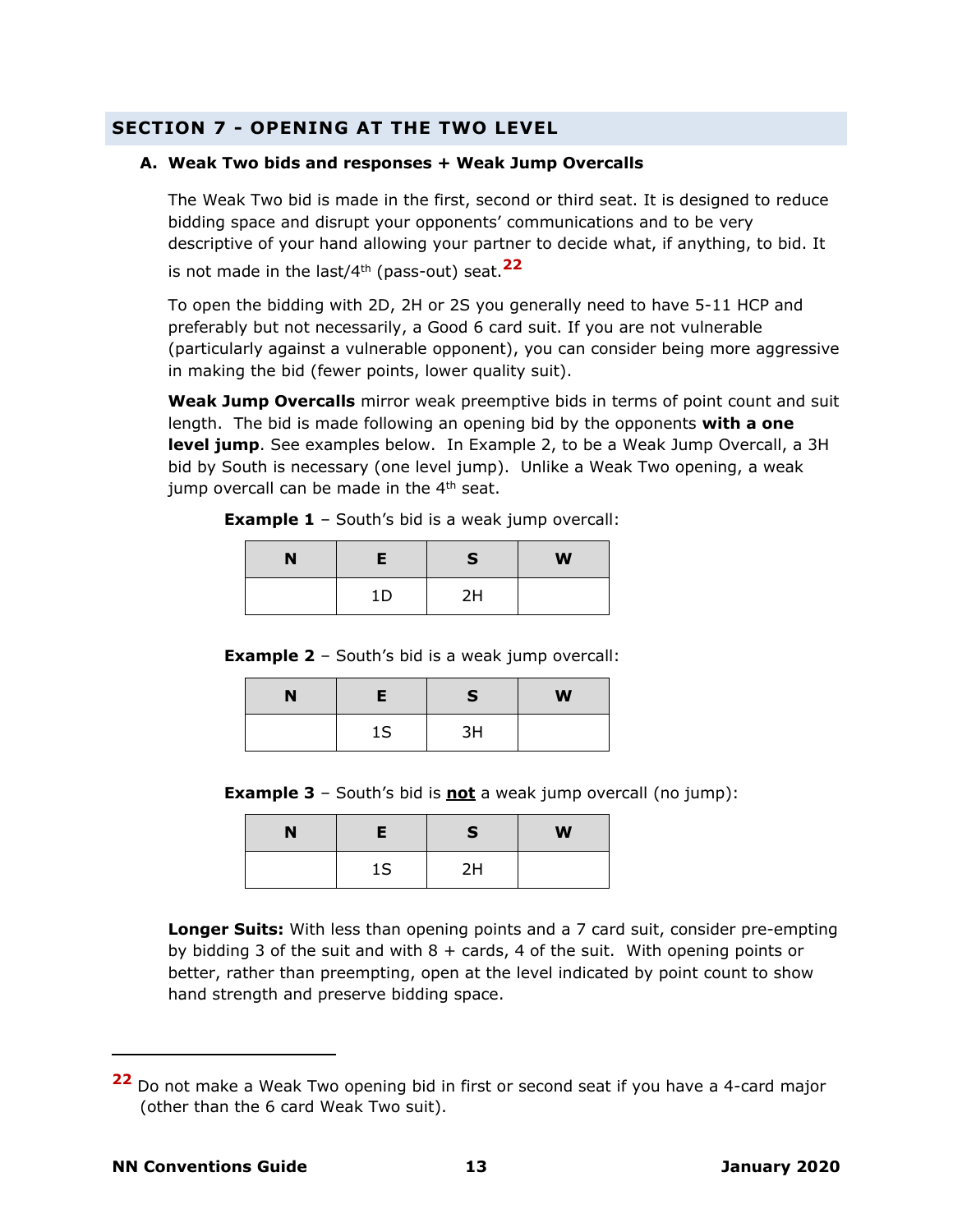## SECTION 7 - OPENING AT THE TWO LEVEL

### A. Weak Two bids and responses + Weak Jump Overcalls

The Weak Two bid is made in the first, second or third seat. It is designed to reduce bidding space and disrupt your opponents' communications and to be very descriptive of your hand allowing your partner to decide what, if anything, to bid. It is not made in the last/4th (pass-out) seat.[22]

To open the bidding with 2D, 2H or 2S you generally need to have 5-11 HCP and preferably but not necessarily, a Good 6 card suit. If you are not vulnerable (particularly against a vulnerable opponent), you can consider being more aggressive in making the bid (fewer points, lower quality suit).

**Weak Jump Overcalls** mirror weak preemptive bids in terms of point count and suit length. The bid is made following an opening bid by the opponents **with a one level jump**. See examples below. In Example 2, to be a Weak Jump Overcall, a 3H bid by South is necessary (one level jump). Unlike a Weak Two opening, a weak jump overcall can be made in the 4th seat.

**Example 1** – South's bid is a weak jump overcall:

| N | E | S | W |
|---|---|---|---|
| | 1D | 2H | |

**Example 2** – South's bid is a weak jump overcall:

| N | E | S | W |
|---|---|---|---|
| | 1S | 3H | |

**Example 3** – South's bid is **not** a weak jump overcall (no jump):

| N | E | S | W |
|---|---|---|---|
| | 1S | 2H | |

**Longer Suits:** With less than opening points and a 7 card suit, consider pre-empting by bidding 3 of the suit and with 8 + cards, 4 of the suit. With opening points or better, rather than preempting, open at the level indicated by point count to show hand strength and preserve bidding space.

---

[22] Do not make a Weak Two opening bid in first or second seat if you have a 4-card major (other than the 6 card Weak Two suit).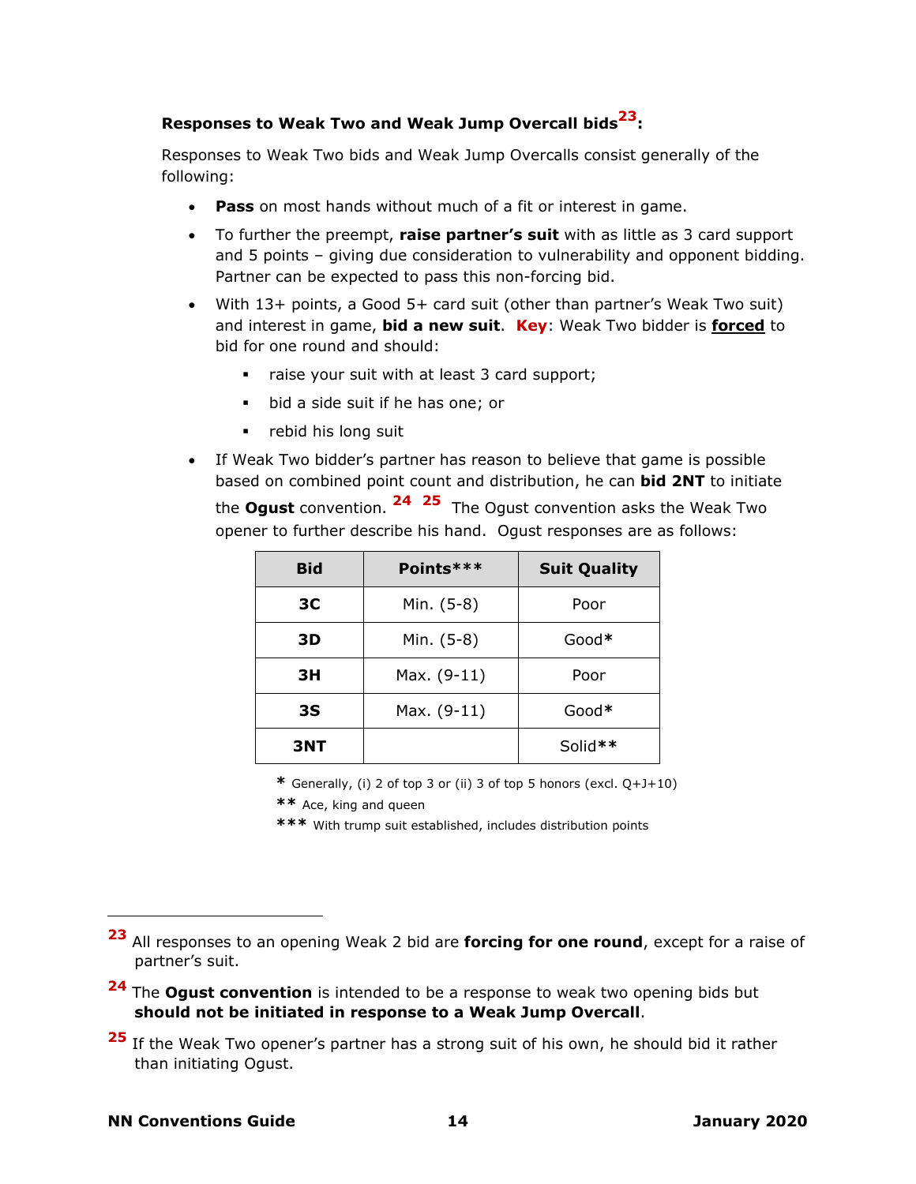**Responses to Weak Two and Weak Jump Overcall bids[23]:**

Responses to Weak Two bids and Weak Jump Overcalls consist generally of the following:

- **Pass** on most hands without much of a fit or interest in game.
- To further the preempt, **raise partner's suit** with as little as 3 card support and 5 points – giving due consideration to vulnerability and opponent bidding. Partner can be expected to pass this non-forcing bid.
- With 13+ points, a Good 5+ card suit (other than partner's Weak Two suit) and interest in game, **bid a new suit**. **Key**: Weak Two bidder is **forced** to bid for one round and should:
  - raise your suit with at least 3 card support;
  - bid a side suit if he has one; or
  - rebid his long suit
- If Weak Two bidder's partner has reason to believe that game is possible based on combined point count and distribution, he can **bid 2NT** to initiate the **Ogust** convention. [24] [25] The Ogust convention asks the Weak Two opener to further describe his hand. Ogust responses are as follows:

| Bid | Points*** | Suit Quality |
|---|---|---|
| 3C | Min. (5-8) | Poor |
| 3D | Min. (5-8) | Good* |
| 3H | Max. (9-11) | Poor |
| 3S | Max. (9-11) | Good* |
| 3NT | | Solid** |

\* Generally, (i) 2 of top 3 or (ii) 3 of top 5 honors (excl. Q+J+10)

** Ace, king and queen

*** With trump suit established, includes distribution points

---

[23] All responses to an opening Weak 2 bid are **forcing for one round**, except for a raise of partner's suit.

[24] The **Ogust convention** is intended to be a response to weak two opening bids but **should not be initiated in response to a Weak Jump Overcall**.

[25] If the Weak Two opener's partner has a strong suit of his own, he should bid it rather than initiating Ogust.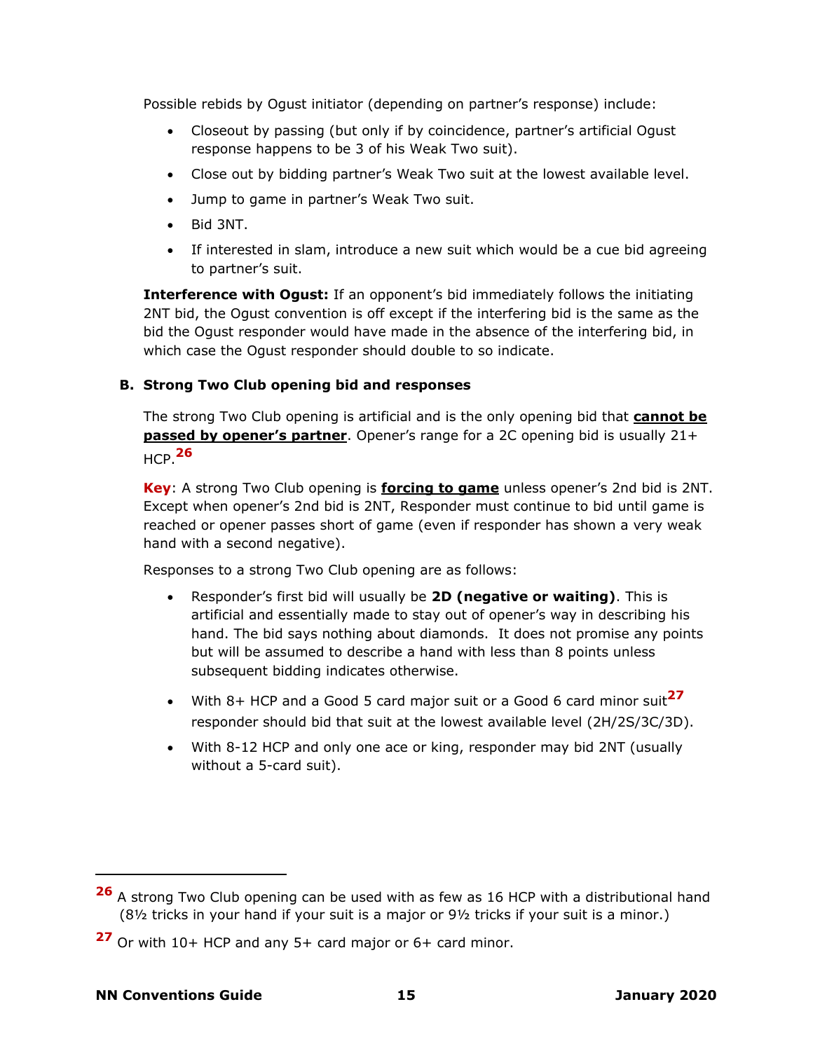Possible rebids by Ogust initiator (depending on partner's response) include:

- Closeout by passing (but only if by coincidence, partner's artificial Ogust response happens to be 3 of his Weak Two suit).
- Close out by bidding partner's Weak Two suit at the lowest available level.
- Jump to game in partner's Weak Two suit.
- Bid 3NT.
- If interested in slam, introduce a new suit which would be a cue bid agreeing to partner's suit.

**Interference with Ogust:** If an opponent's bid immediately follows the initiating 2NT bid, the Ogust convention is off except if the interfering bid is the same as the bid the Ogust responder would have made in the absence of the interfering bid, in which case the Ogust responder should double to so indicate.

### B. Strong Two Club opening bid and responses

The strong Two Club opening is artificial and is the only opening bid that **cannot be passed by opener's partner**. Opener's range for a 2C opening bid is usually 21+ HCP.[26]

**Key**: A strong Two Club opening is **forcing to game** unless opener's 2nd bid is 2NT. Except when opener's 2nd bid is 2NT, Responder must continue to bid until game is reached or opener passes short of game (even if responder has shown a very weak hand with a second negative).

Responses to a strong Two Club opening are as follows:

- Responder's first bid will usually be **2D (negative or waiting)**. This is artificial and essentially made to stay out of opener's way in describing his hand. The bid says nothing about diamonds. It does not promise any points but will be assumed to describe a hand with less than 8 points unless subsequent bidding indicates otherwise.
- With 8+ HCP and a Good 5 card major suit or a Good 6 card minor suit[27] responder should bid that suit at the lowest available level (2H/2S/3C/3D).
- With 8-12 HCP and only one ace or king, responder may bid 2NT (usually without a 5-card suit).

---

[26] A strong Two Club opening can be used with as few as 16 HCP with a distributional hand (8½ tricks in your hand if your suit is a major or 9½ tricks if your suit is a minor.)

[27] Or with 10+ HCP and any 5+ card major or 6+ card minor.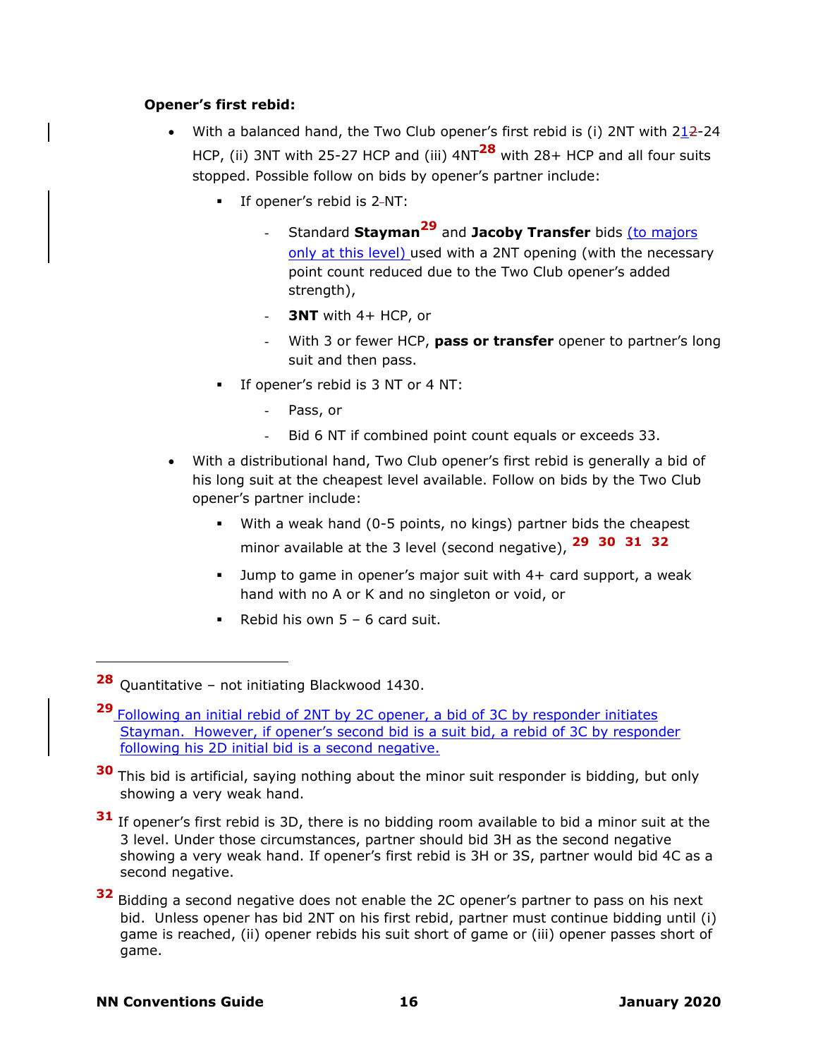**Opener's first rebid:**

- With a balanced hand, the Two Club opener's first rebid is (i) 2NT with 21-24 HCP, (ii) 3NT with 25-27 HCP and (iii) 4NT[28] with 28+ HCP and all four suits stopped. Possible follow on bids by opener's partner include:
  - If opener's rebid is 2 NT:
    - Standard **Stayman**[29] and **Jacoby Transfer** bids (to majors only at this level) used with a 2NT opening (with the necessary point count reduced due to the Two Club opener's added strength),
    - **3NT** with 4+ HCP, or
    - With 3 or fewer HCP, **pass or transfer** opener to partner's long suit and then pass.
  - If opener's rebid is 3 NT or 4 NT:
    - Pass, or
    - Bid 6 NT if combined point count equals or exceeds 33.
- With a distributional hand, Two Club opener's first rebid is generally a bid of his long suit at the cheapest level available. Follow on bids by the Two Club opener's partner include:
  - With a weak hand (0-5 points, no kings) partner bids the cheapest minor available at the 3 level (second negative), [29] [30] [31] [32]
  - Jump to game in opener's major suit with 4+ card support, a weak hand with no A or K and no singleton or void, or
  - Rebid his own 5 – 6 card suit.

---

[28] Quantitative – not initiating Blackwood 1430.

[29] Following an initial rebid of 2NT by 2C opener, a bid of 3C by responder initiates Stayman. However, if opener's second bid is a suit bid, a rebid of 3C by responder following his 2D initial bid is a second negative.

[30] This bid is artificial, saying nothing about the minor suit responder is bidding, but only showing a very weak hand.

[31] If opener's first rebid is 3D, there is no bidding room available to bid a minor suit at the 3 level. Under those circumstances, partner should bid 3H as the second negative showing a very weak hand. If opener's first rebid is 3H or 3S, partner would bid 4C as a second negative.

[32] Bidding a second negative does not enable the 2C opener's partner to pass on his next bid. Unless opener has bid 2NT on his first rebid, partner must continue bidding until (i) game is reached, (ii) opener rebids his suit short of game or (iii) opener passes short of game.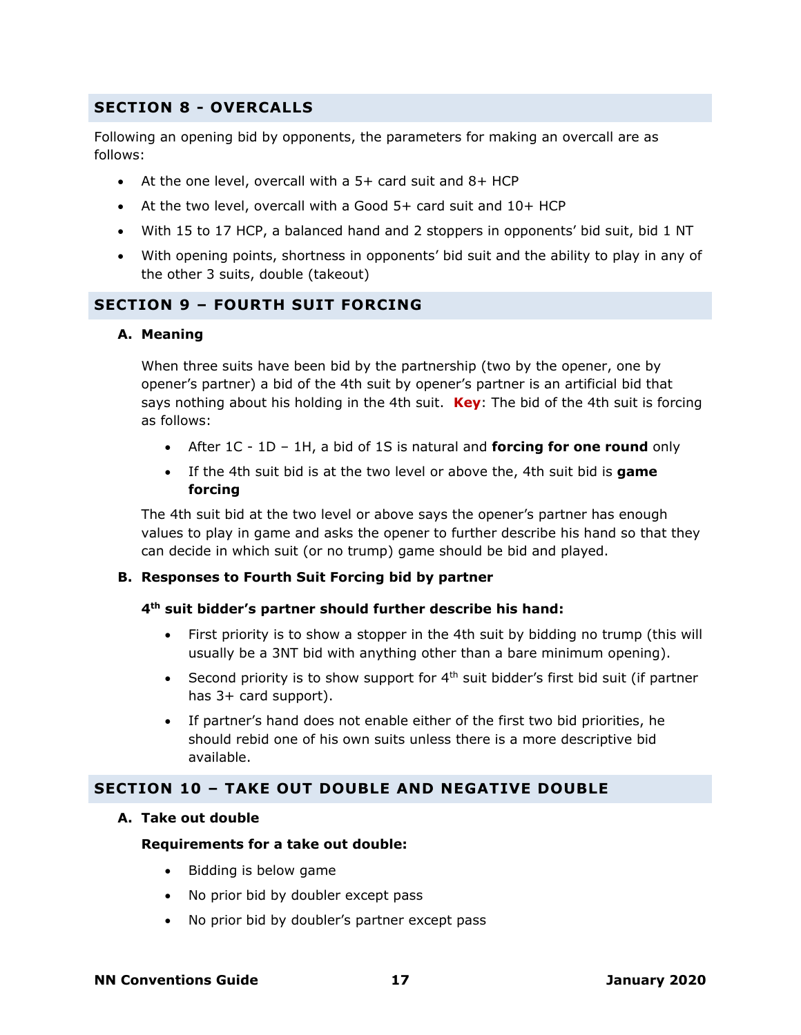## SECTION 8 - OVERCALLS

Following an opening bid by opponents, the parameters for making an overcall are as follows:

- At the one level, overcall with a 5+ card suit and 8+ HCP
- At the two level, overcall with a Good 5+ card suit and 10+ HCP
- With 15 to 17 HCP, a balanced hand and 2 stoppers in opponents' bid suit, bid 1 NT
- With opening points, shortness in opponents' bid suit and the ability to play in any of the other 3 suits, double (takeout)

## SECTION 9 – FOURTH SUIT FORCING

### A. Meaning

When three suits have been bid by the partnership (two by the opener, one by opener's partner) a bid of the 4th suit by opener's partner is an artificial bid that says nothing about his holding in the 4th suit. **Key**: The bid of the 4th suit is forcing as follows:

- After 1C - 1D – 1H, a bid of 1S is natural and **forcing for one round** only
- If the 4th suit bid is at the two level or above the, 4th suit bid is **game forcing**

The 4th suit bid at the two level or above says the opener's partner has enough values to play in game and asks the opener to further describe his hand so that they can decide in which suit (or no trump) game should be bid and played.

### B. Responses to Fourth Suit Forcing bid by partner

**4th suit bidder's partner should further describe his hand:**

- First priority is to show a stopper in the 4th suit by bidding no trump (this will usually be a 3NT bid with anything other than a bare minimum opening).
- Second priority is to show support for 4th suit bidder's first bid suit (if partner has 3+ card support).
- If partner's hand does not enable either of the first two bid priorities, he should rebid one of his own suits unless there is a more descriptive bid available.

## SECTION 10 – TAKE OUT DOUBLE AND NEGATIVE DOUBLE

### A. Take out double

**Requirements for a take out double:**

- Bidding is below game
- No prior bid by doubler except pass
- No prior bid by doubler's partner except pass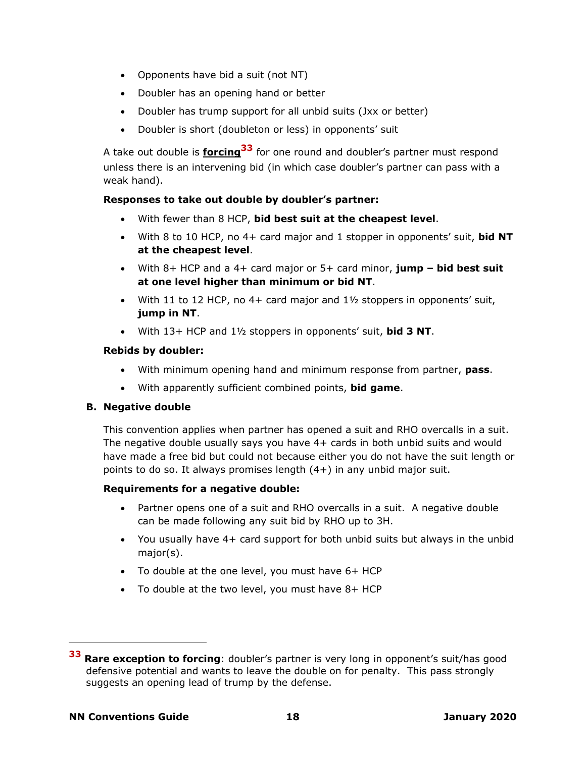- Opponents have bid a suit (not NT)
- Doubler has an opening hand or better
- Doubler has trump support for all unbid suits (Jxx or better)
- Doubler is short (doubleton or less) in opponents' suit

A take out double is **forcing**[33] for one round and doubler's partner must respond unless there is an intervening bid (in which case doubler's partner can pass with a weak hand).

**Responses to take out double by doubler's partner:**

- With fewer than 8 HCP, **bid best suit at the cheapest level**.
- With 8 to 10 HCP, no 4+ card major and 1 stopper in opponents' suit, **bid NT at the cheapest level**.
- With 8+ HCP and a 4+ card major or 5+ card minor, **jump – bid best suit at one level higher than minimum or bid NT**.
- With 11 to 12 HCP, no 4+ card major and 1½ stoppers in opponents' suit, **jump in NT**.
- With 13+ HCP and 1½ stoppers in opponents' suit, **bid 3 NT**.

**Rebids by doubler:**

- With minimum opening hand and minimum response from partner, **pass**.
- With apparently sufficient combined points, **bid game**.

### B. Negative double

This convention applies when partner has opened a suit and RHO overcalls in a suit. The negative double usually says you have 4+ cards in both unbid suits and would have made a free bid but could not because either you do not have the suit length or points to do so. It always promises length (4+) in any unbid major suit.

**Requirements for a negative double:**

- Partner opens one of a suit and RHO overcalls in a suit. A negative double can be made following any suit bid by RHO up to 3H.
- You usually have 4+ card support for both unbid suits but always in the unbid major(s).
- To double at the one level, you must have 6+ HCP
- To double at the two level, you must have 8+ HCP

---

[33] **Rare exception to forcing**: doubler's partner is very long in opponent's suit/has good defensive potential and wants to leave the double on for penalty. This pass strongly suggests an opening lead of trump by the defense.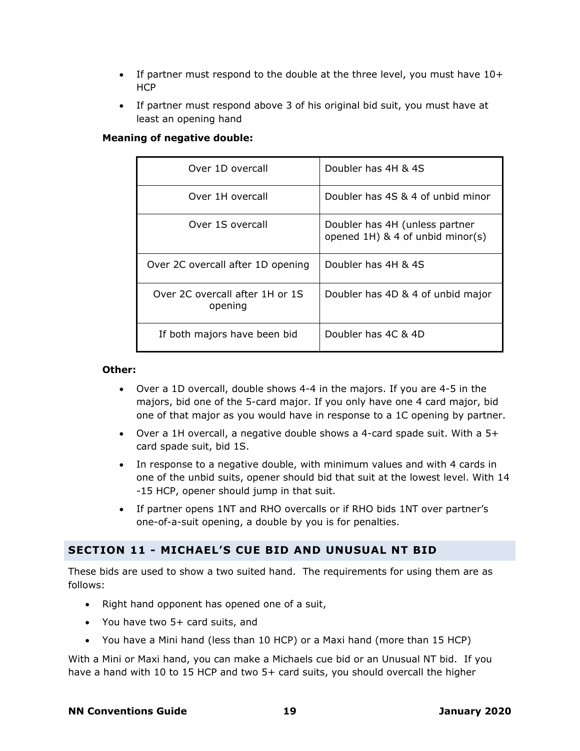- If partner must respond to the double at the three level, you must have 10+ HCP
- If partner must respond above 3 of his original bid suit, you must have at least an opening hand

**Meaning of negative double:**

| | |
|---|---|
| Over 1D overcall | Doubler has 4H & 4S |
| Over 1H overcall | Doubler has 4S & 4 of unbid minor |
| Over 1S overcall | Doubler has 4H (unless partner opened 1H) & 4 of unbid minor(s) |
| Over 2C overcall after 1D opening | Doubler has 4H & 4S |
| Over 2C overcall after 1H or 1S opening | Doubler has 4D & 4 of unbid major |
| If both majors have been bid | Doubler has 4C & 4D |

**Other:**

- Over a 1D overcall, double shows 4-4 in the majors. If you are 4-5 in the majors, bid one of the 5-card major. If you only have one 4 card major, bid one of that major as you would have in response to a 1C opening by partner.
- Over a 1H overcall, a negative double shows a 4-card spade suit. With a 5+ card spade suit, bid 1S.
- In response to a negative double, with minimum values and with 4 cards in one of the unbid suits, opener should bid that suit at the lowest level. With 14 -15 HCP, opener should jump in that suit.
- If partner opens 1NT and RHO overcalls or if RHO bids 1NT over partner's one-of-a-suit opening, a double by you is for penalties.

## SECTION 11 - MICHAEL'S CUE BID AND UNUSUAL NT BID

These bids are used to show a two suited hand. The requirements for using them are as follows:

- Right hand opponent has opened one of a suit,
- You have two 5+ card suits, and
- You have a Mini hand (less than 10 HCP) or a Maxi hand (more than 15 HCP)

With a Mini or Maxi hand, you can make a Michaels cue bid or an Unusual NT bid. If you have a hand with 10 to 15 HCP and two 5+ card suits, you should overcall the higher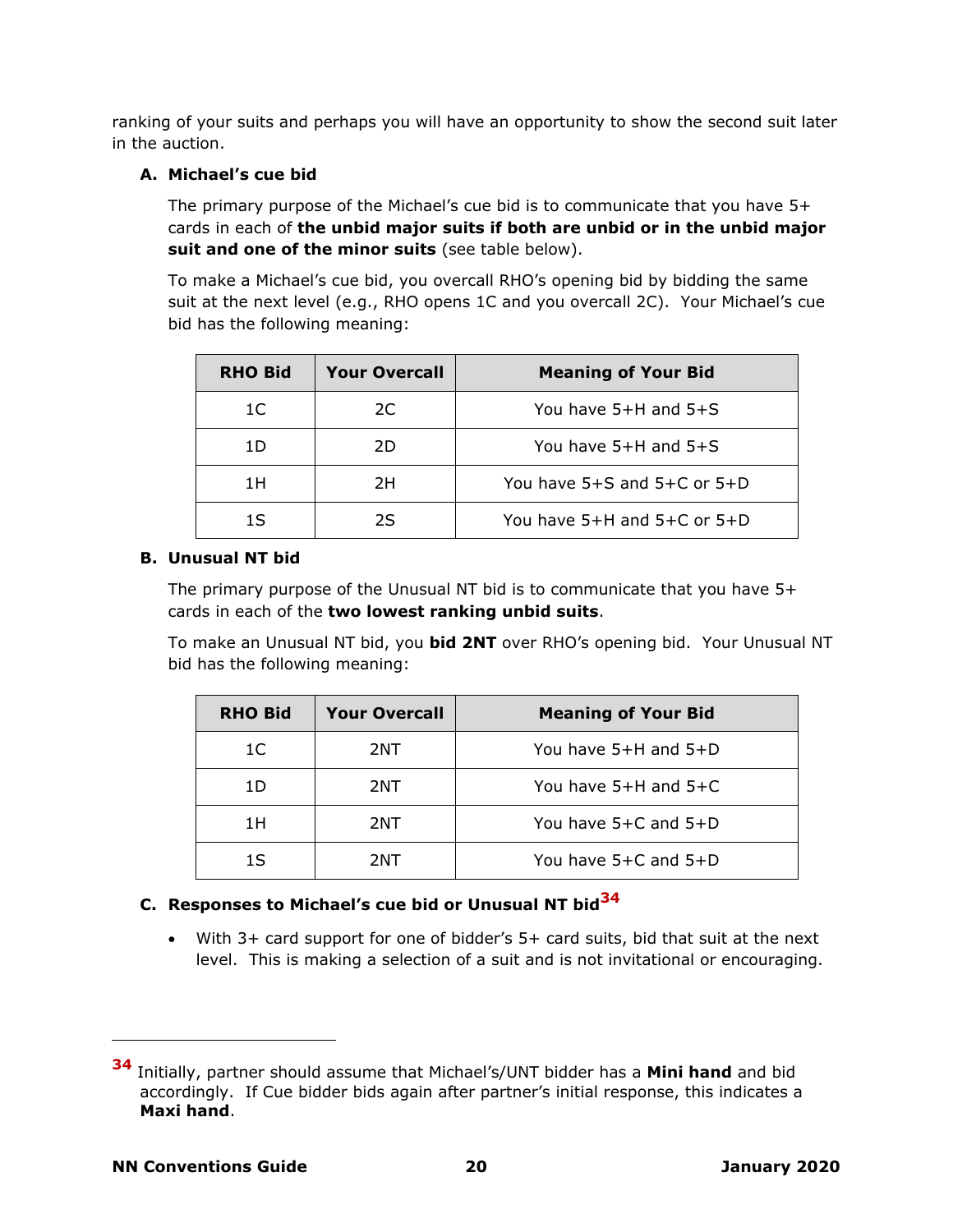ranking of your suits and perhaps you will have an opportunity to show the second suit later in the auction.

### A. Michael's cue bid

The primary purpose of the Michael's cue bid is to communicate that you have 5+ cards in each of **the unbid major suits if both are unbid or in the unbid major suit and one of the minor suits** (see table below).

To make a Michael's cue bid, you overcall RHO's opening bid by bidding the same suit at the next level (e.g., RHO opens 1C and you overcall 2C). Your Michael's cue bid has the following meaning:

| RHO Bid | Your Overcall | Meaning of Your Bid |
|---|---|---|
| 1C | 2C | You have 5+H and 5+S |
| 1D | 2D | You have 5+H and 5+S |
| 1H | 2H | You have 5+S and 5+C or 5+D |
| 1S | 2S | You have 5+H and 5+C or 5+D |

### B. Unusual NT bid

The primary purpose of the Unusual NT bid is to communicate that you have 5+ cards in each of the **two lowest ranking unbid suits**.

To make an Unusual NT bid, you **bid 2NT** over RHO's opening bid. Your Unusual NT bid has the following meaning:

| RHO Bid | Your Overcall | Meaning of Your Bid |
|---|---|---|
| 1C | 2NT | You have 5+H and 5+D |
| 1D | 2NT | You have 5+H and 5+C |
| 1H | 2NT | You have 5+C and 5+D |
| 1S | 2NT | You have 5+C and 5+D |

### C. Responses to Michael's cue bid or Unusual NT bid[34]

- With 3+ card support for one of bidder's 5+ card suits, bid that suit at the next level. This is making a selection of a suit and is not invitational or encouraging.

---

[34] Initially, partner should assume that Michael's/UNT bidder has a **Mini hand** and bid accordingly. If Cue bidder bids again after partner's initial response, this indicates a **Maxi hand**.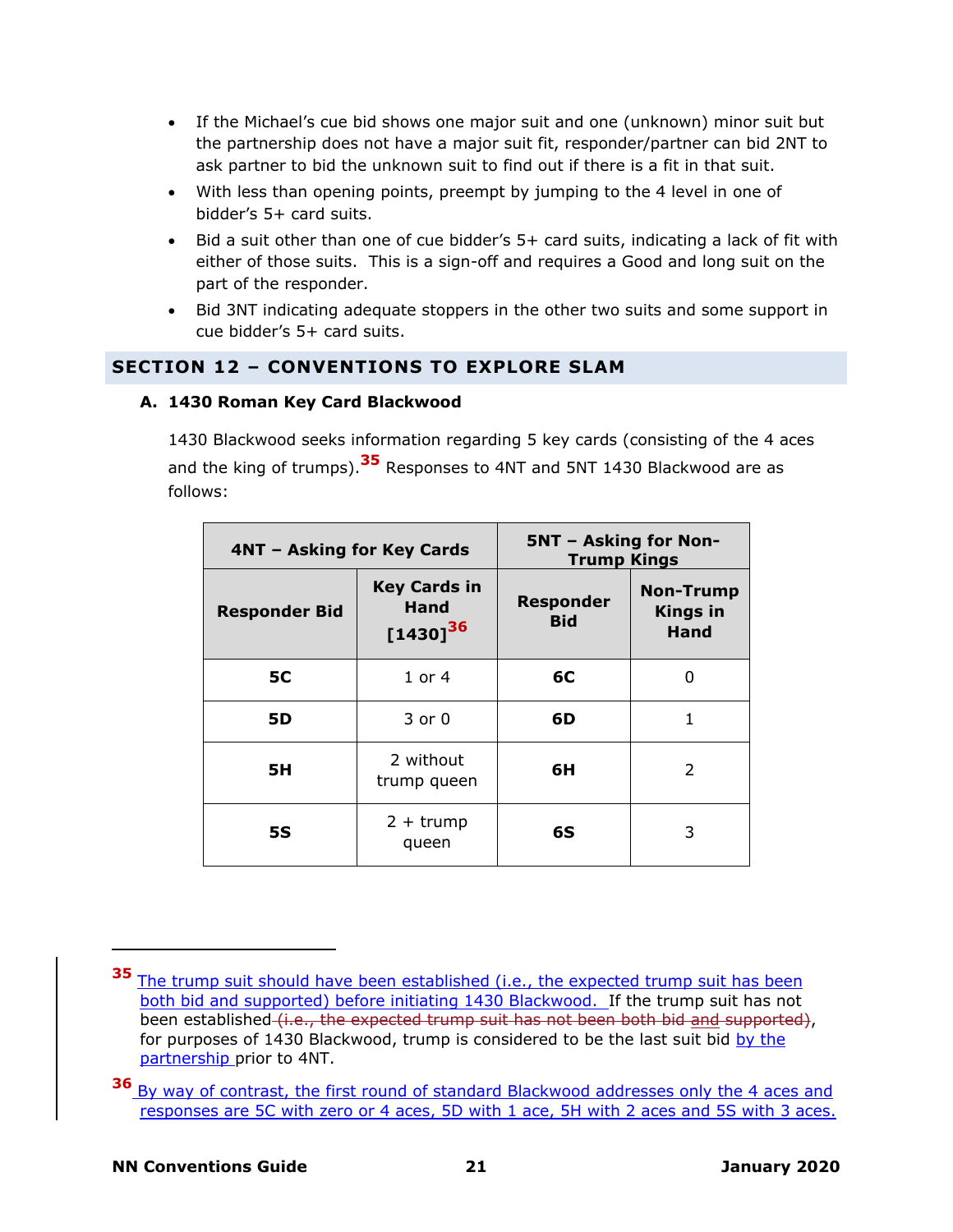- If the Michael's cue bid shows one major suit and one (unknown) minor suit but the partnership does not have a major suit fit, responder/partner can bid 2NT to ask partner to bid the unknown suit to find out if there is a fit in that suit.
- With less than opening points, preempt by jumping to the 4 level in one of bidder's 5+ card suits.
- Bid a suit other than one of cue bidder's 5+ card suits, indicating a lack of fit with either of those suits. This is a sign-off and requires a Good and long suit on the part of the responder.
- Bid 3NT indicating adequate stoppers in the other two suits and some support in cue bidder's 5+ card suits.

## SECTION 12 – CONVENTIONS TO EXPLORE SLAM

### A. 1430 Roman Key Card Blackwood

1430 Blackwood seeks information regarding 5 key cards (consisting of the 4 aces and the king of trumps).[35] Responses to 4NT and 5NT 1430 Blackwood are as follows:

| 4NT – Asking for Key Cards | | 5NT – Asking for Non-Trump Kings | |
|---|---|---|---|
| **Responder Bid** | **Key Cards in Hand [1430][36]** | **Responder Bid** | **Non-Trump Kings in Hand** |
| **5C** | 1 or 4 | **6C** | 0 |
| **5D** | 3 or 0 | **6D** | 1 |
| **5H** | 2 without trump queen | **6H** | 2 |
| **5S** | 2 + trump queen | **6S** | 3 |

---

[35] The trump suit should have been established (i.e., the expected trump suit has been both bid and supported) before initiating 1430 Blackwood. If the trump suit has not been established ~~(i.e., the expected trump suit has not been both bid and supported)~~, for purposes of 1430 Blackwood, trump is considered to be the last suit bid by the partnership prior to 4NT.

[36] By way of contrast, the first round of standard Blackwood addresses only the 4 aces and responses are 5C with zero or 4 aces, 5D with 1 ace, 5H with 2 aces and 5S with 3 aces.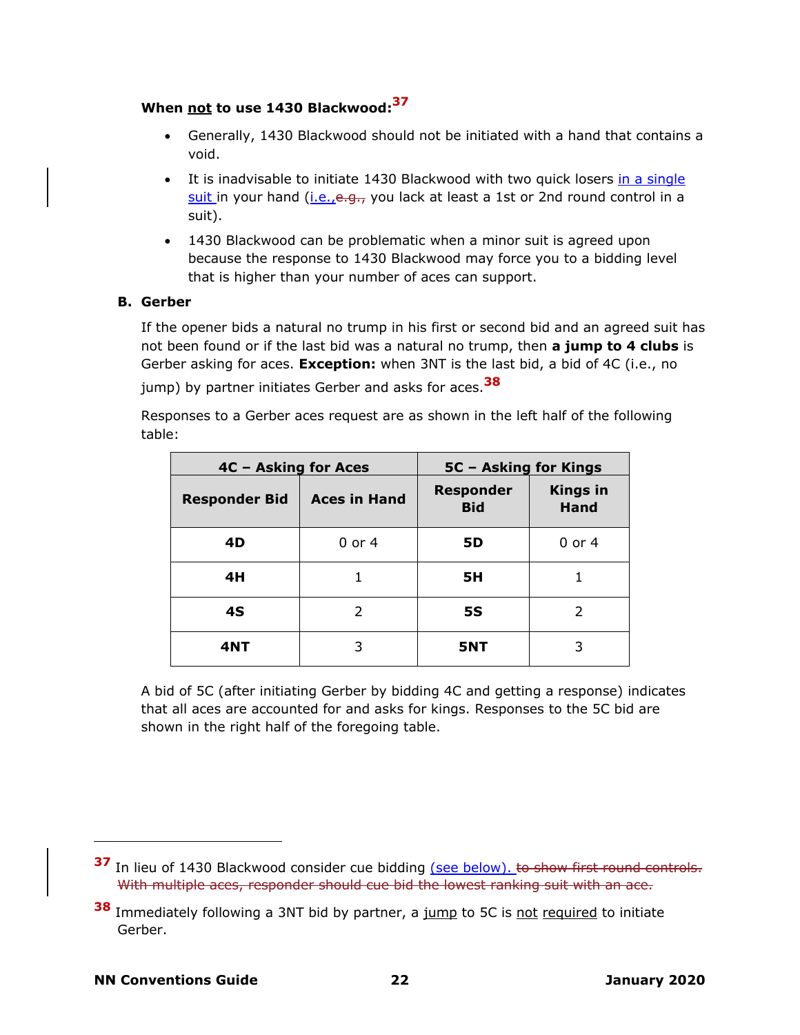**When not to use 1430 Blackwood:**[37]

- Generally, 1430 Blackwood should not be initiated with a hand that contains a void.
- It is inadvisable to initiate 1430 Blackwood with two quick losers in a single suit in your hand (i.e., ~~e.g.,~~ you lack at least a 1st or 2nd round control in a suit).
- 1430 Blackwood can be problematic when a minor suit is agreed upon because the response to 1430 Blackwood may force you to a bidding level that is higher than your number of aces can support.

**B. Gerber**

If the opener bids a natural no trump in his first or second bid and an agreed suit has not been found or if the last bid was a natural no trump, then **a jump to 4 clubs** is Gerber asking for aces. **Exception:** when 3NT is the last bid, a bid of 4C (i.e., no jump) by partner initiates Gerber and asks for aces.[38]

Responses to a Gerber aces request are as shown in the left half of the following table:

| 4C – Asking for Aces | | 5C – Asking for Kings | |
|---|---|---|---|
| **Responder Bid** | **Aces in Hand** | **Responder Bid** | **Kings in Hand** |
| **4D** | 0 or 4 | **5D** | 0 or 4 |
| **4H** | 1 | **5H** | 1 |
| **4S** | 2 | **5S** | 2 |
| **4NT** | 3 | **5NT** | 3 |

A bid of 5C (after initiating Gerber by bidding 4C and getting a response) indicates that all aces are accounted for and asks for kings. Responses to the 5C bid are shown in the right half of the foregoing table.

---

[37] In lieu of 1430 Blackwood consider cue bidding (see below). ~~to show first round controls. With multiple aces, responder should cue bid the lowest ranking suit with an ace.~~

[38] Immediately following a 3NT bid by partner, a jump to 5C is not required to initiate Gerber.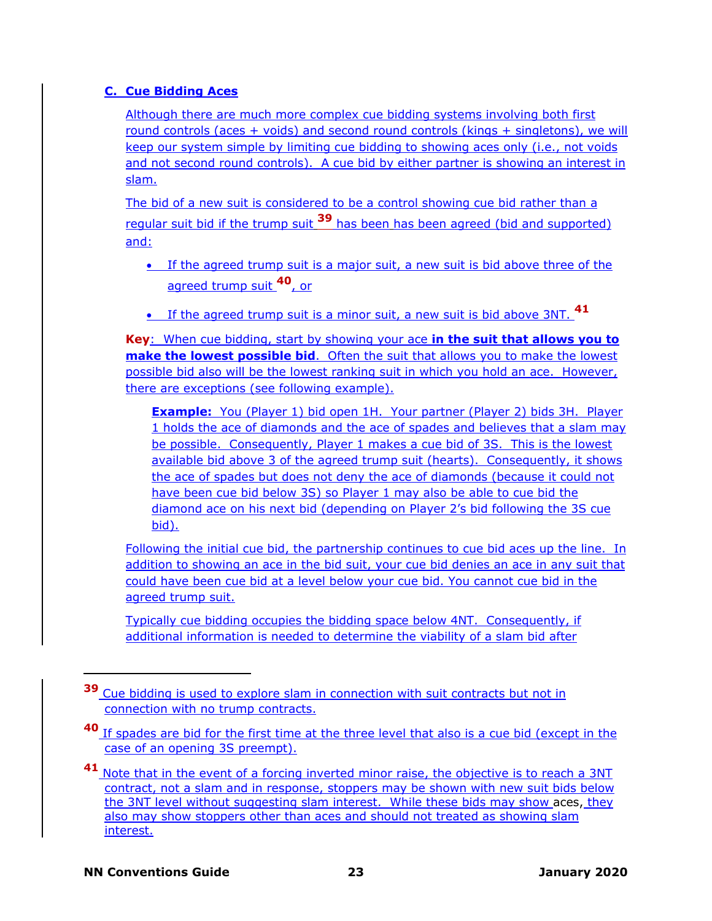### C. Cue Bidding Aces

Although there are much more complex cue bidding systems involving both first round controls (aces + voids) and second round controls (kings + singletons), we will keep our system simple by limiting cue bidding to showing aces only (i.e., not voids and not second round controls). A cue bid by either partner is showing an interest in slam.

The bid of a new suit is considered to be a control showing cue bid rather than a regular suit bid if the trump suit [39] has been has been agreed (bid and supported) and:

- If the agreed trump suit is a major suit, a new suit is bid above three of the agreed trump suit [40], or
- If the agreed trump suit is a minor suit, a new suit is bid above 3NT. [41]

**Key**: When cue bidding, start by showing your ace **in the suit that allows you to make the lowest possible bid**. Often the suit that allows you to make the lowest possible bid also will be the lowest ranking suit in which you hold an ace. However, there are exceptions (see following example).

> **Example:** You (Player 1) bid open 1H. Your partner (Player 2) bids 3H. Player 1 holds the ace of diamonds and the ace of spades and believes that a slam may be possible. Consequently, Player 1 makes a cue bid of 3S. This is the lowest available bid above 3 of the agreed trump suit (hearts). Consequently, it shows the ace of spades but does not deny the ace of diamonds (because it could not have been cue bid below 3S) so Player 1 may also be able to cue bid the diamond ace on his next bid (depending on Player 2's bid following the 3S cue bid).

Following the initial cue bid, the partnership continues to cue bid aces up the line. In addition to showing an ace in the bid suit, your cue bid denies an ace in any suit that could have been cue bid at a level below your cue bid. You cannot cue bid in the agreed trump suit.

Typically cue bidding occupies the bidding space below 4NT. Consequently, if additional information is needed to determine the viability of a slam bid after

---

[39] Cue bidding is used to explore slam in connection with suit contracts but not in connection with no trump contracts.

[40] If spades are bid for the first time at the three level that also is a cue bid (except in the case of an opening 3S preempt).

[41] Note that in the event of a forcing inverted minor raise, the objective is to reach a 3NT contract, not a slam and in response, stoppers may be shown with new suit bids below the 3NT level without suggesting slam interest. While these bids may show aces, they also may show stoppers other than aces and should not treated as showing slam interest.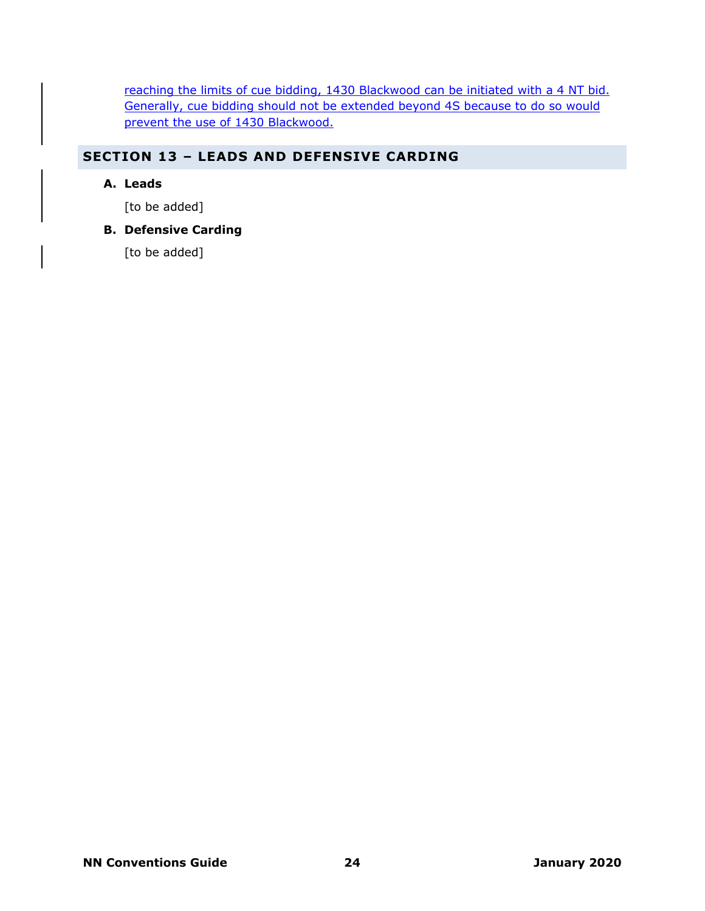reaching the limits of cue bidding, 1430 Blackwood can be initiated with a 4 NT bid. Generally, cue bidding should not be extended beyond 4S because to do so would prevent the use of 1430 Blackwood.

## SECTION 13 – LEADS AND DEFENSIVE CARDING

### A. Leads

[to be added]

### B. Defensive Carding

[to be added]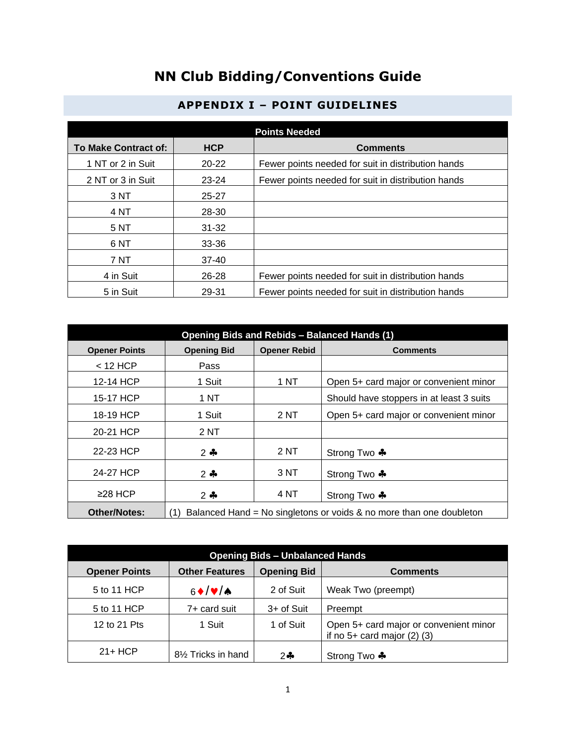# NN Club Bidding/Conventions Guide

## APPENDIX I – POINT GUIDELINES

| Points Needed | | |
|---|---|---|
| **To Make Contract of:** | **HCP** | **Comments** |
| 1 NT or 2 in Suit | 20-22 | Fewer points needed for suit in distribution hands |
| 2 NT or 3 in Suit | 23-24 | Fewer points needed for suit in distribution hands |
| 3 NT | 25-27 | |
| 4 NT | 28-30 | |
| 5 NT | 31-32 | |
| 6 NT | 33-36 | |
| 7 NT | 37-40 | |
| 4 in Suit | 26-28 | Fewer points needed for suit in distribution hands |
| 5 in Suit | 29-31 | Fewer points needed for suit in distribution hands |

| Opening Bids and Rebids – Balanced Hands (1) | | | |
|---|---|---|---|
| **Opener Points** | **Opening Bid** | **Opener Rebid** | **Comments** |
| < 12 HCP | Pass | | |
| 12-14 HCP | 1 Suit | 1 NT | Open 5+ card major or convenient minor |
| 15-17 HCP | 1 NT | | Should have stoppers in at least 3 suits |
| 18-19 HCP | 1 Suit | 2 NT | Open 5+ card major or convenient minor |
| 20-21 HCP | 2 NT | | |
| 22-23 HCP | 2 ♣ | 2 NT | Strong Two ♣ |
| 24-27 HCP | 2 ♣ | 3 NT | Strong Two ♣ |
| ≥28 HCP | 2 ♣ | 4 NT | Strong Two ♣ |
| **Other/Notes:** | (1) Balanced Hand = No singletons or voids & no more than one doubleton | | |

| Opening Bids – Unbalanced Hands | | | |
|---|---|---|---|
| **Opener Points** | **Other Features** | **Opening Bid** | **Comments** |
| 5 to 11 HCP | 6♦/♥/♠ | 2 of Suit | Weak Two (preempt) |
| 5 to 11 HCP | 7+ card suit | 3+ of Suit | Preempt |
| 12 to 21 Pts | 1 Suit | 1 of Suit | Open 5+ card major or convenient minor if no 5+ card major (2) (3) |
| 21+ HCP | 8½ Tricks in hand | 2♣ | Strong Two ♣ |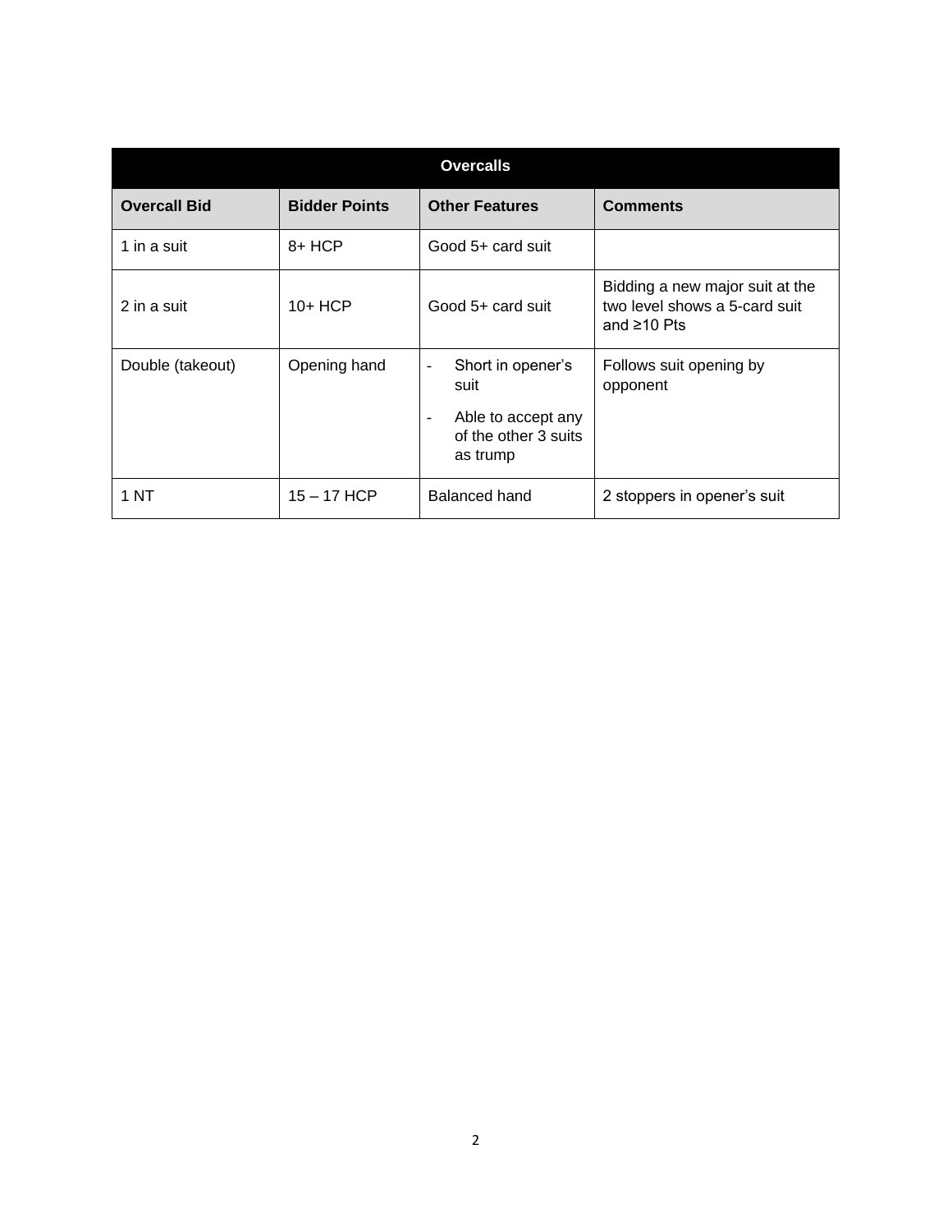| Overcalls | | | |
|---|---|---|---|
| **Overcall Bid** | **Bidder Points** | **Other Features** | **Comments** |
| 1 in a suit | 8+ HCP | Good 5+ card suit | |
| 2 in a suit | 10+ HCP | Good 5+ card suit | Bidding a new major suit at the two level shows a 5-card suit and ≥10 Pts |
| Double (takeout) | Opening hand | - Short in opener's suit<br>- Able to accept any of the other 3 suits as trump | Follows suit opening by opponent |
| 1 NT | 15 – 17 HCP | Balanced hand | 2 stoppers in opener's suit |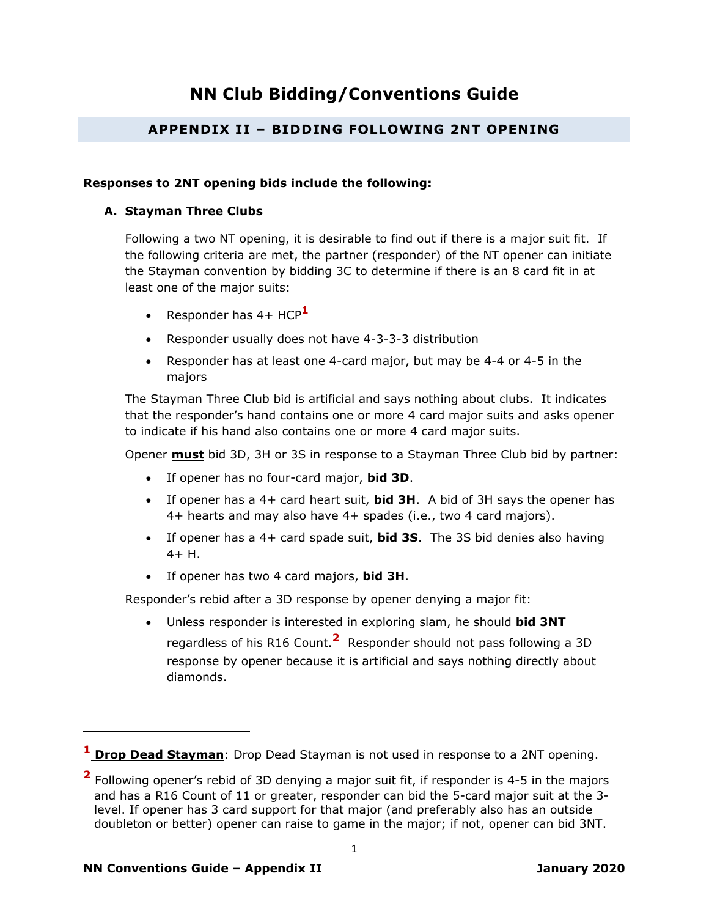# NN Club Bidding/Conventions Guide

## APPENDIX II – BIDDING FOLLOWING 2NT OPENING

**Responses to 2NT opening bids include the following:**

### A. Stayman Three Clubs

Following a two NT opening, it is desirable to find out if there is a major suit fit. If the following criteria are met, the partner (responder) of the NT opener can initiate the Stayman convention by bidding 3C to determine if there is an 8 card fit in at least one of the major suits:

- Responder has 4+ HCP[1]
- Responder usually does not have 4-3-3-3 distribution
- Responder has at least one 4-card major, but may be 4-4 or 4-5 in the majors

The Stayman Three Club bid is artificial and says nothing about clubs. It indicates that the responder's hand contains one or more 4 card major suits and asks opener to indicate if his hand also contains one or more 4 card major suits.

Opener **must** bid 3D, 3H or 3S in response to a Stayman Three Club bid by partner:

- If opener has no four-card major, **bid 3D**.
- If opener has a 4+ card heart suit, **bid 3H**. A bid of 3H says the opener has 4+ hearts and may also have 4+ spades (i.e., two 4 card majors).
- If opener has a 4+ card spade suit, **bid 3S**. The 3S bid denies also having 4+ H.
- If opener has two 4 card majors, **bid 3H**.

Responder's rebid after a 3D response by opener denying a major fit:

- Unless responder is interested in exploring slam, he should **bid 3NT** regardless of his R16 Count.[2] Responder should not pass following a 3D response by opener because it is artificial and says nothing directly about diamonds.

---

[1] **Drop Dead Stayman**: Drop Dead Stayman is not used in response to a 2NT opening.

[2] Following opener's rebid of 3D denying a major suit fit, if responder is 4-5 in the majors and has a R16 Count of 11 or greater, responder can bid the 5-card major suit at the 3-level. If opener has 3 card support for that major (and preferably also has an outside doubleton or better) opener can raise to game in the major; if not, opener can bid 3NT.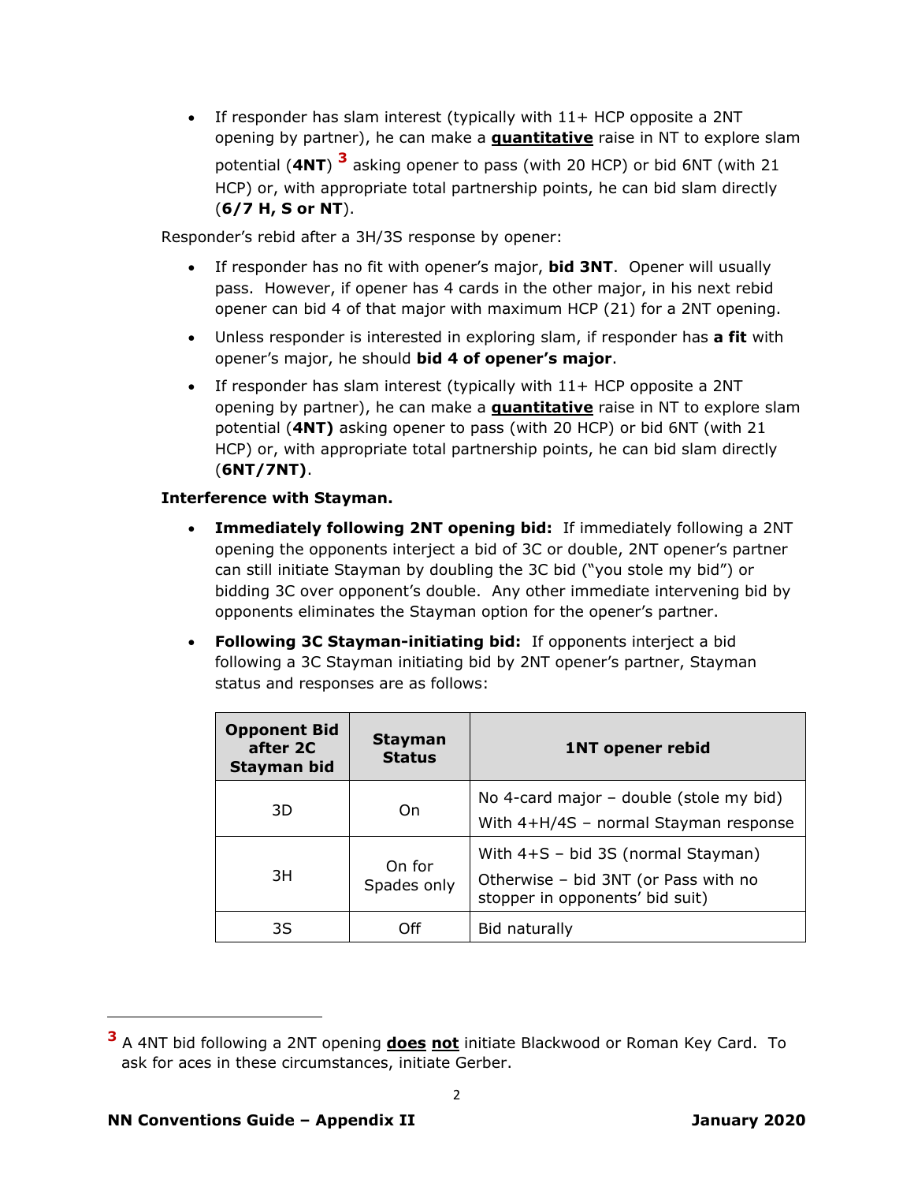- If responder has slam interest (typically with 11+ HCP opposite a 2NT opening by partner), he can make a **quantitative** raise in NT to explore slam potential (**4NT**) [3] asking opener to pass (with 20 HCP) or bid 6NT (with 21 HCP) or, with appropriate total partnership points, he can bid slam directly (**6/7 H, S or NT**).

Responder's rebid after a 3H/3S response by opener:

- If responder has no fit with opener's major, **bid 3NT**. Opener will usually pass. However, if opener has 4 cards in the other major, in his next rebid opener can bid 4 of that major with maximum HCP (21) for a 2NT opening.
- Unless responder is interested in exploring slam, if responder has **a fit** with opener's major, he should **bid 4 of opener's major**.
- If responder has slam interest (typically with 11+ HCP opposite a 2NT opening by partner), he can make a **quantitative** raise in NT to explore slam potential (**4NT)** asking opener to pass (with 20 HCP) or bid 6NT (with 21 HCP) or, with appropriate total partnership points, he can bid slam directly (**6NT/7NT)**.

**Interference with Stayman.**

- **Immediately following 2NT opening bid:** If immediately following a 2NT opening the opponents interject a bid of 3C or double, 2NT opener's partner can still initiate Stayman by doubling the 3C bid ("you stole my bid") or bidding 3C over opponent's double. Any other immediate intervening bid by opponents eliminates the Stayman option for the opener's partner.
- **Following 3C Stayman-initiating bid:** If opponents interject a bid following a 3C Stayman initiating bid by 2NT opener's partner, Stayman status and responses are as follows:

| Opponent Bid after 2C Stayman bid | Stayman Status | 1NT opener rebid |
|---|---|---|
| 3D | On | No 4-card major – double (stole my bid)<br>With 4+H/4S – normal Stayman response |
| 3H | On for Spades only | With 4+S – bid 3S (normal Stayman)<br>Otherwise – bid 3NT (or Pass with no stopper in opponents' bid suit) |
| 3S | Off | Bid naturally |

---

[3] A 4NT bid following a 2NT opening **does** **not** initiate Blackwood or Roman Key Card. To ask for aces in these circumstances, initiate Gerber.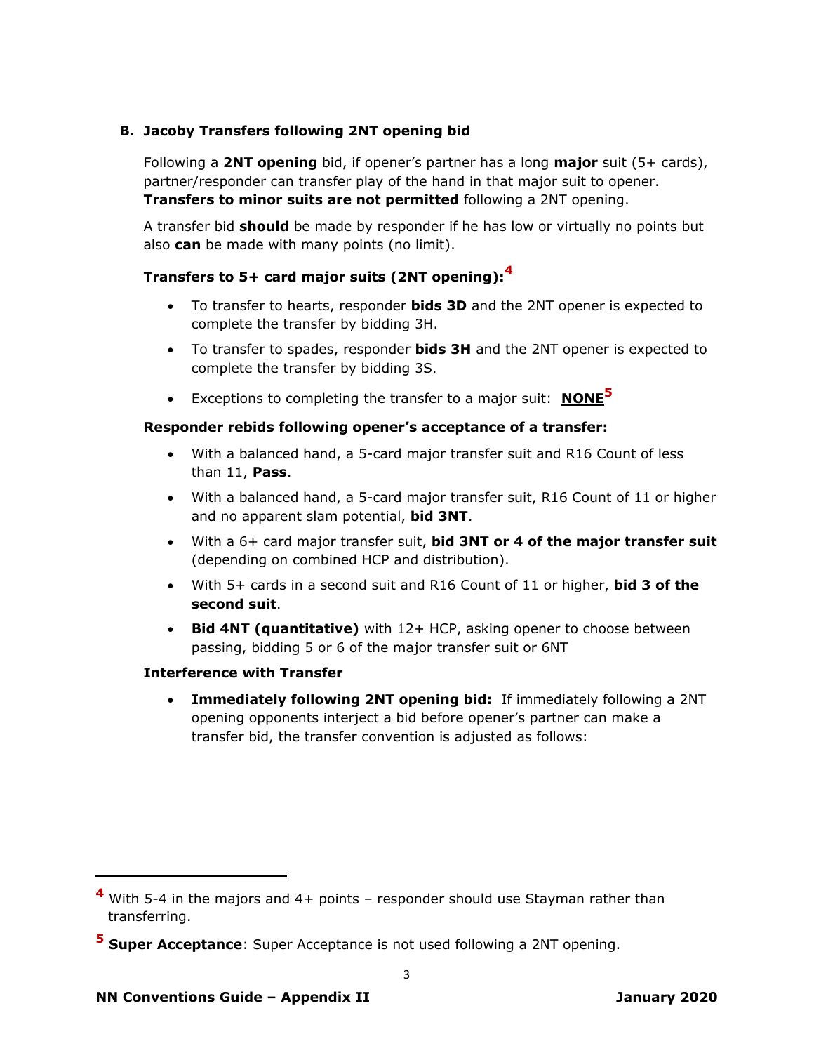### B. Jacoby Transfers following 2NT opening bid

Following a **2NT opening** bid, if opener's partner has a long **major** suit (5+ cards), partner/responder can transfer play of the hand in that major suit to opener. **Transfers to minor suits are not permitted** following a 2NT opening.

A transfer bid **should** be made by responder if he has low or virtually no points but also **can** be made with many points (no limit).

**Transfers to 5+ card major suits (2NT opening):**[4]

- To transfer to hearts, responder **bids 3D** and the 2NT opener is expected to complete the transfer by bidding 3H.
- To transfer to spades, responder **bids 3H** and the 2NT opener is expected to complete the transfer by bidding 3S.
- Exceptions to completing the transfer to a major suit: **NONE**[5]

**Responder rebids following opener's acceptance of a transfer:**

- With a balanced hand, a 5-card major transfer suit and R16 Count of less than 11, **Pass**.
- With a balanced hand, a 5-card major transfer suit, R16 Count of 11 or higher and no apparent slam potential, **bid 3NT**.
- With a 6+ card major transfer suit, **bid 3NT or 4 of the major transfer suit** (depending on combined HCP and distribution).
- With 5+ cards in a second suit and R16 Count of 11 or higher, **bid 3 of the second suit**.
- **Bid 4NT (quantitative)** with 12+ HCP, asking opener to choose between passing, bidding 5 or 6 of the major transfer suit or 6NT

**Interference with Transfer**

- **Immediately following 2NT opening bid:** If immediately following a 2NT opening opponents interject a bid before opener's partner can make a transfer bid, the transfer convention is adjusted as follows:

---

[4] With 5-4 in the majors and 4+ points – responder should use Stayman rather than transferring.

[5] **Super Acceptance**: Super Acceptance is not used following a 2NT opening.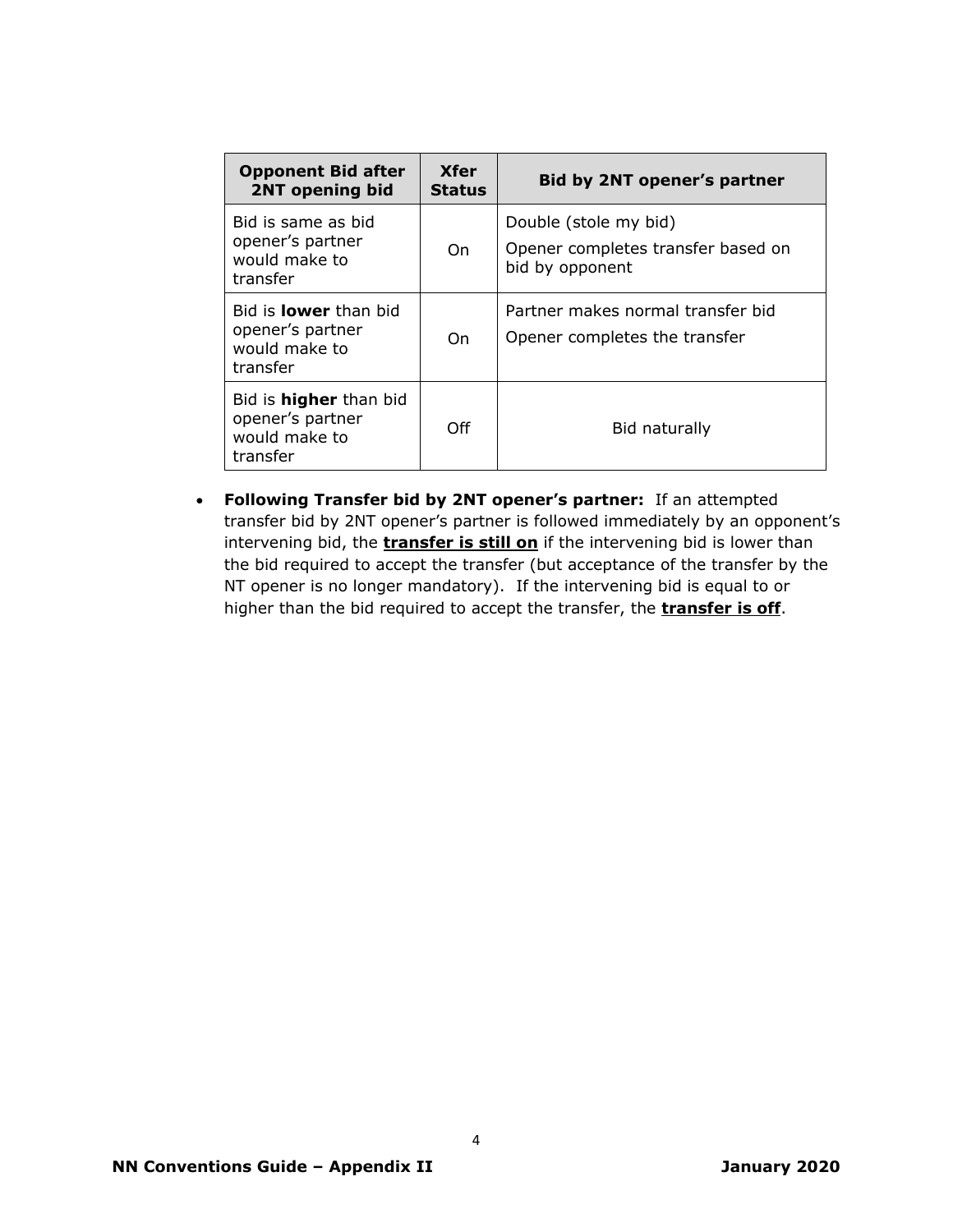| Opponent Bid after 2NT opening bid | Xfer Status | Bid by 2NT opener's partner |
|---|---|---|
| Bid is same as bid opener's partner would make to transfer | On | Double (stole my bid)<br>Opener completes transfer based on bid by opponent |
| Bid is **lower** than bid opener's partner would make to transfer | On | Partner makes normal transfer bid<br>Opener completes the transfer |
| Bid is **higher** than bid opener's partner would make to transfer | Off | Bid naturally |

- **Following Transfer bid by 2NT opener's partner:** If an attempted transfer bid by 2NT opener's partner is followed immediately by an opponent's intervening bid, the **transfer is still on** if the intervening bid is lower than the bid required to accept the transfer (but acceptance of the transfer by the NT opener is no longer mandatory). If the intervening bid is equal to or higher than the bid required to accept the transfer, the **transfer is off**.